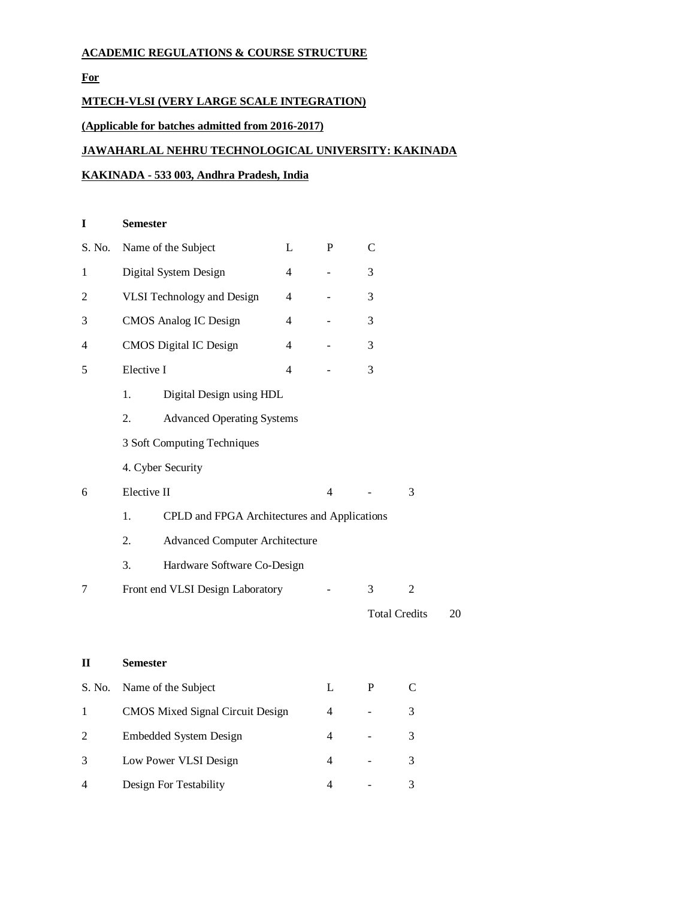**ACADEMIC REGULATIONS & COURSE STRUCTURE**

**For**

**MTECH-VLSI (VERY LARGE SCALE INTEGRATION)**

**(Applicable for batches admitted from 2016-2017)**

**JAWAHARLAL NEHRU TECHNOLOGICAL UNIVERSITY: KAKINADA**

**KAKINADA - 533 003, Andhra Pradesh, India**

## I Semester

| S. No. | Name of the Subject | L | P | C |
|---|---|---|---|---|
| 1 | Digital System Design | 4 | - | 3 |
| 2 | VLSI Technology and Design | 4 | - | 3 |
| 3 | CMOS Analog IC Design | 4 | - | 3 |
| 4 | CMOS Digital IC Design | 4 | - | 3 |
| 5 | Elective I<br>1. Digital Design using HDL<br>2. Advanced Operating Systems<br>3 Soft Computing Techniques<br>4. Cyber Security | 4 | - | 3 |
| 6 | Elective II<br>1. CPLD and FPGA Architectures and Applications<br>2. Advanced Computer Architecture<br>3. Hardware Software Co-Design | 4 | - | 3 |
| 7 | Front end VLSI Design Laboratory | - | 3 | 2 |
| | | | Total Credits | 20 |

## II Semester

| S. No. | Name of the Subject | L | P | C |
|---|---|---|---|---|
| 1 | CMOS Mixed Signal Circuit Design | 4 | - | 3 |
| 2 | Embedded System Design | 4 | - | 3 |
| 3 | Low Power VLSI Design | 4 | - | 3 |
| 4 | Design For Testability | 4 | - | 3 |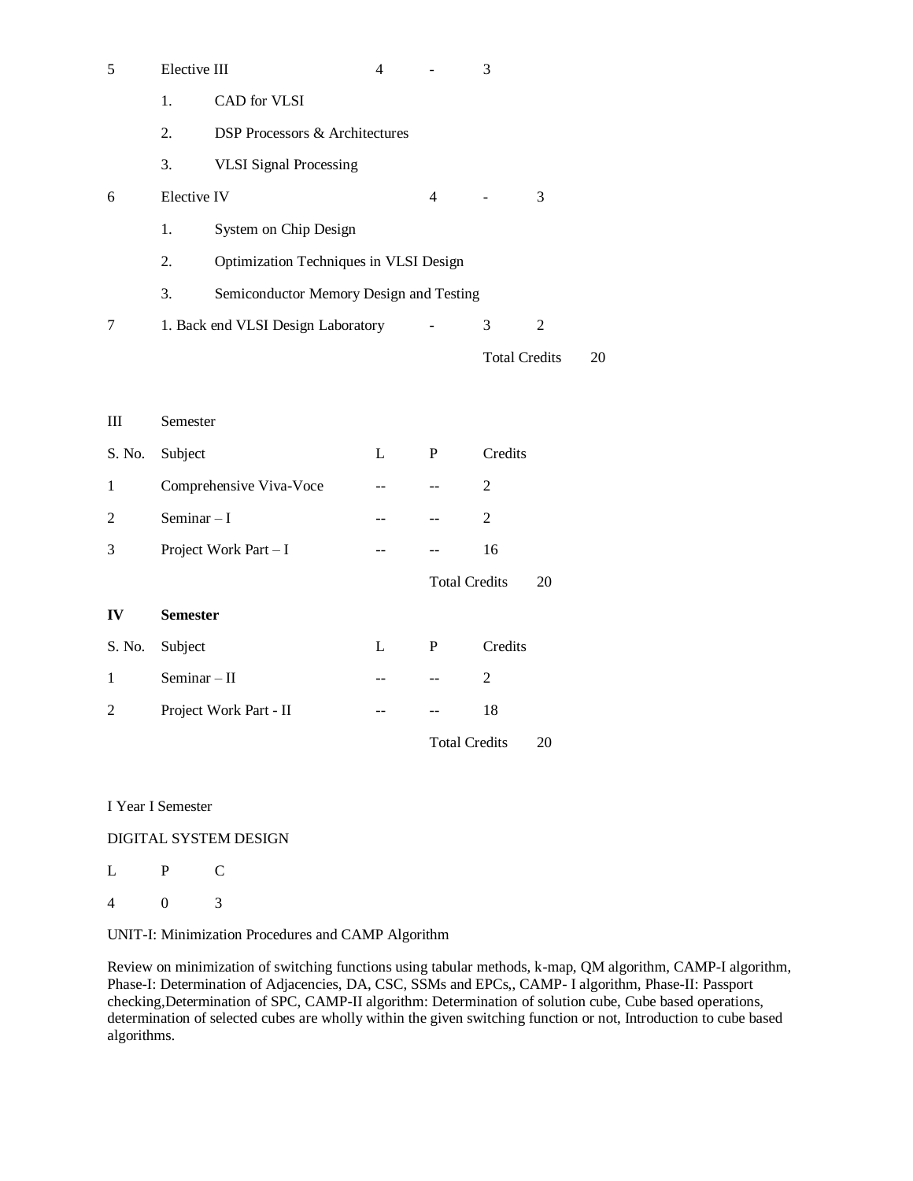| S. No. | Subject | L | P | Credits |
|---|---|---|---|---|
| 5 | Elective III | 4 | - | 3 |
| | 1. CAD for VLSI | | | |
| | 2. DSP Processors & Architectures | | | |
| | 3. VLSI Signal Processing | | | |
| 6 | Elective IV | 4 | - | 3 |
| | 1. System on Chip Design | | | |
| | 2. Optimization Techniques in VLSI Design | | | |
| | 3. Semiconductor Memory Design and Testing | | | |
| 7 | 1. Back end VLSI Design Laboratory | - | 3 | 2 |
| | | | Total Credits | 20 |

III Semester

| S. No. | Subject | L | P | Credits |
|---|---|---|---|---|
| 1 | Comprehensive Viva-Voce | -- | -- | 2 |
| 2 | Seminar – I | -- | -- | 2 |
| 3 | Project Work Part – I | -- | -- | 16 |
| | | | Total Credits | 20 |

**IV Semester**

| S. No. | Subject | L | P | Credits |
|---|---|---|---|---|
| 1 | Seminar – II | -- | -- | 2 |
| 2 | Project Work Part - II | -- | -- | 18 |
| | | | Total Credits | 20 |

I Year I Semester

DIGITAL SYSTEM DESIGN

| L | P | C |
|---|---|---|
| 4 | 0 | 3 |

UNIT-I: Minimization Procedures and CAMP Algorithm

Review on minimization of switching functions using tabular methods, k-map, QM algorithm, CAMP-I algorithm, Phase-I: Determination of Adjacencies, DA, CSC, SSMs and EPCs,, CAMP- I algorithm, Phase-II: Passport checking,Determination of SPC, CAMP-II algorithm: Determination of solution cube, Cube based operations, determination of selected cubes are wholly within the given switching function or not, Introduction to cube based algorithms.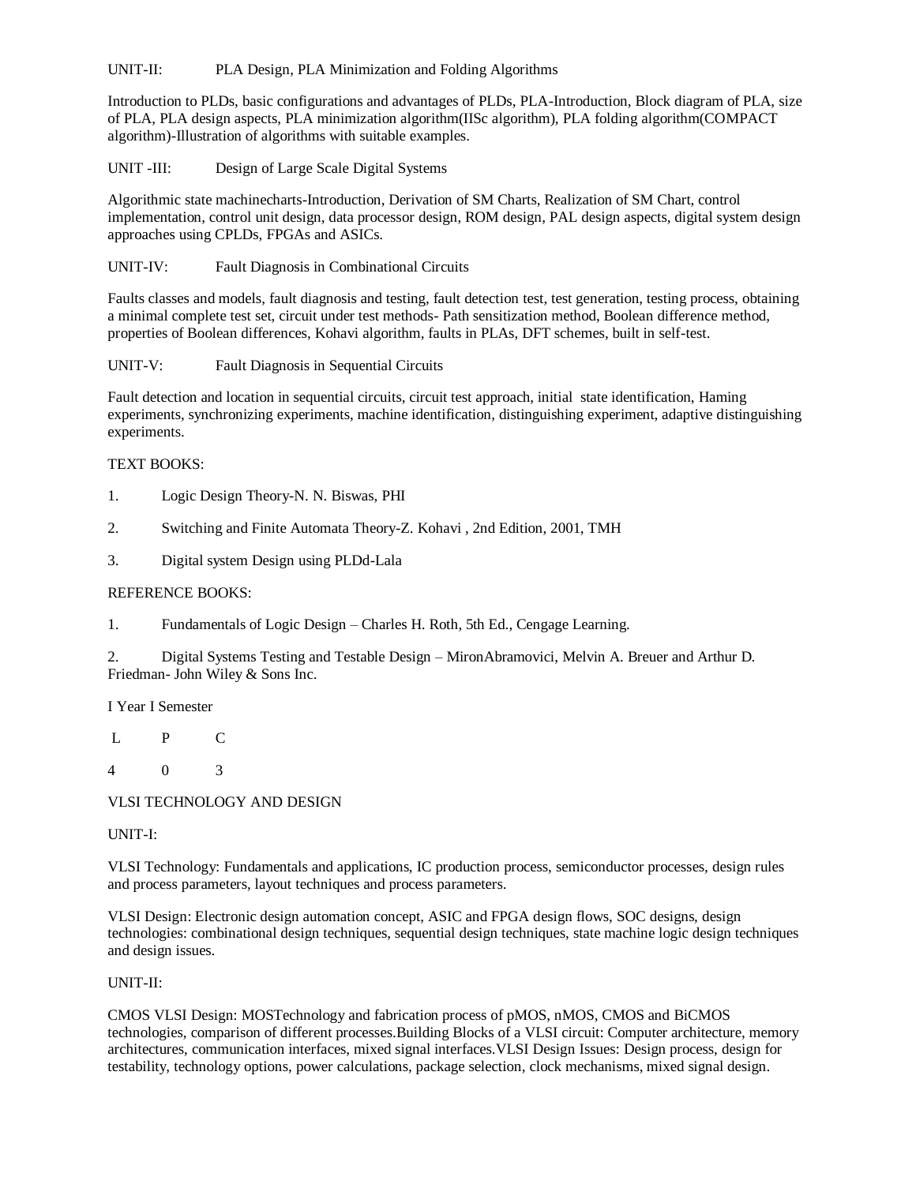UNIT-II: PLA Design, PLA Minimization and Folding Algorithms

Introduction to PLDs, basic configurations and advantages of PLDs, PLA-Introduction, Block diagram of PLA, size of PLA, PLA design aspects, PLA minimization algorithm(IISc algorithm), PLA folding algorithm(COMPACT algorithm)-Illustration of algorithms with suitable examples.

UNIT -III: Design of Large Scale Digital Systems

Algorithmic state machinecharts-Introduction, Derivation of SM Charts, Realization of SM Chart, control implementation, control unit design, data processor design, ROM design, PAL design aspects, digital system design approaches using CPLDs, FPGAs and ASICs.

UNIT-IV: Fault Diagnosis in Combinational Circuits

Faults classes and models, fault diagnosis and testing, fault detection test, test generation, testing process, obtaining a minimal complete test set, circuit under test methods- Path sensitization method, Boolean difference method, properties of Boolean differences, Kohavi algorithm, faults in PLAs, DFT schemes, built in self-test.

UNIT-V: Fault Diagnosis in Sequential Circuits

Fault detection and location in sequential circuits, circuit test approach, initial state identification, Haming experiments, synchronizing experiments, machine identification, distinguishing experiment, adaptive distinguishing experiments.

TEXT BOOKS:

1. Logic Design Theory-N. N. Biswas, PHI
2. Switching and Finite Automata Theory-Z. Kohavi , 2nd Edition, 2001, TMH
3. Digital system Design using PLDd-Lala

REFERENCE BOOKS:

1. Fundamentals of Logic Design – Charles H. Roth, 5th Ed., Cengage Learning.
2. Digital Systems Testing and Testable Design – MironAbramovici, Melvin A. Breuer and Arthur D. Friedman- John Wiley & Sons Inc.

I Year I Semester

| L | P | C |
|---|---|---|
| 4 | 0 | 3 |

VLSI TECHNOLOGY AND DESIGN

UNIT-I:

VLSI Technology: Fundamentals and applications, IC production process, semiconductor processes, design rules and process parameters, layout techniques and process parameters.

VLSI Design: Electronic design automation concept, ASIC and FPGA design flows, SOC designs, design technologies: combinational design techniques, sequential design techniques, state machine logic design techniques and design issues.

UNIT-II:

CMOS VLSI Design: MOSTechnology and fabrication process of pMOS, nMOS, CMOS and BiCMOS technologies, comparison of different processes.Building Blocks of a VLSI circuit: Computer architecture, memory architectures, communication interfaces, mixed signal interfaces.VLSI Design Issues: Design process, design for testability, technology options, power calculations, package selection, clock mechanisms, mixed signal design.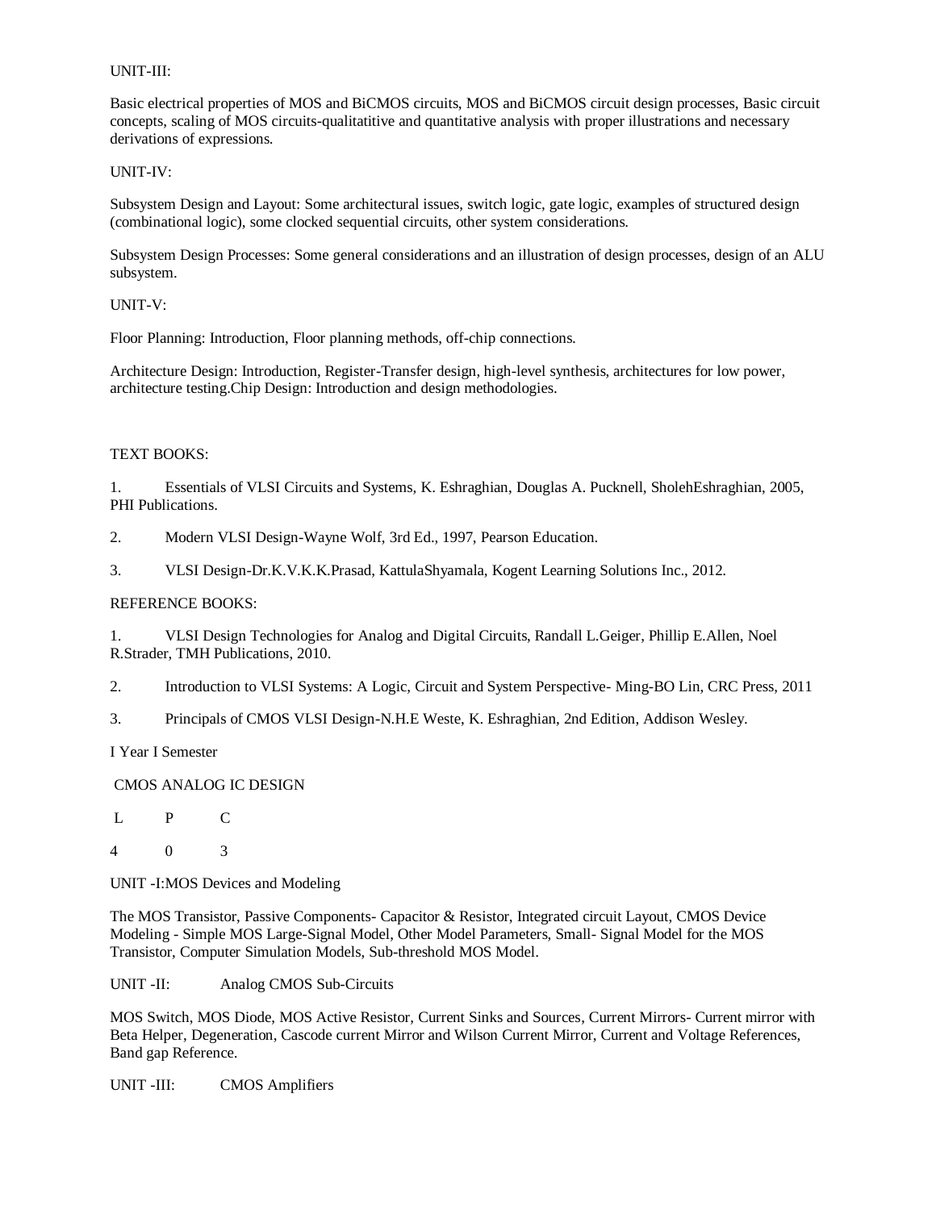UNIT-III:

Basic electrical properties of MOS and BiCMOS circuits, MOS and BiCMOS circuit design processes, Basic circuit concepts, scaling of MOS circuits-qualitatitive and quantitative analysis with proper illustrations and necessary derivations of expressions.

UNIT-IV:

Subsystem Design and Layout: Some architectural issues, switch logic, gate logic, examples of structured design (combinational logic), some clocked sequential circuits, other system considerations.

Subsystem Design Processes: Some general considerations and an illustration of design processes, design of an ALU subsystem.

UNIT-V:

Floor Planning: Introduction, Floor planning methods, off-chip connections.

Architecture Design: Introduction, Register-Transfer design, high-level synthesis, architectures for low power, architecture testing.Chip Design: Introduction and design methodologies.

TEXT BOOKS:

1. Essentials of VLSI Circuits and Systems, K. Eshraghian, Douglas A. Pucknell, SholehEshraghian, 2005, PHI Publications.

2. Modern VLSI Design-Wayne Wolf, 3rd Ed., 1997, Pearson Education.

3. VLSI Design-Dr.K.V.K.K.Prasad, KattulaShyamala, Kogent Learning Solutions Inc., 2012.

REFERENCE BOOKS:

1. VLSI Design Technologies for Analog and Digital Circuits, Randall L.Geiger, Phillip E.Allen, Noel R.Strader, TMH Publications, 2010.

2. Introduction to VLSI Systems: A Logic, Circuit and System Perspective- Ming-BO Lin, CRC Press, 2011

3. Principals of CMOS VLSI Design-N.H.E Weste, K. Eshraghian, 2nd Edition, Addison Wesley.

I Year I Semester

CMOS ANALOG IC DESIGN

| L | P | C |
|---|---|---|
| 4 | 0 | 3 |

UNIT -I:MOS Devices and Modeling

The MOS Transistor, Passive Components- Capacitor & Resistor, Integrated circuit Layout, CMOS Device Modeling - Simple MOS Large-Signal Model, Other Model Parameters, Small- Signal Model for the MOS Transistor, Computer Simulation Models, Sub-threshold MOS Model.

UNIT -II: Analog CMOS Sub-Circuits

MOS Switch, MOS Diode, MOS Active Resistor, Current Sinks and Sources, Current Mirrors- Current mirror with Beta Helper, Degeneration, Cascode current Mirror and Wilson Current Mirror, Current and Voltage References, Band gap Reference.

UNIT -III: CMOS Amplifiers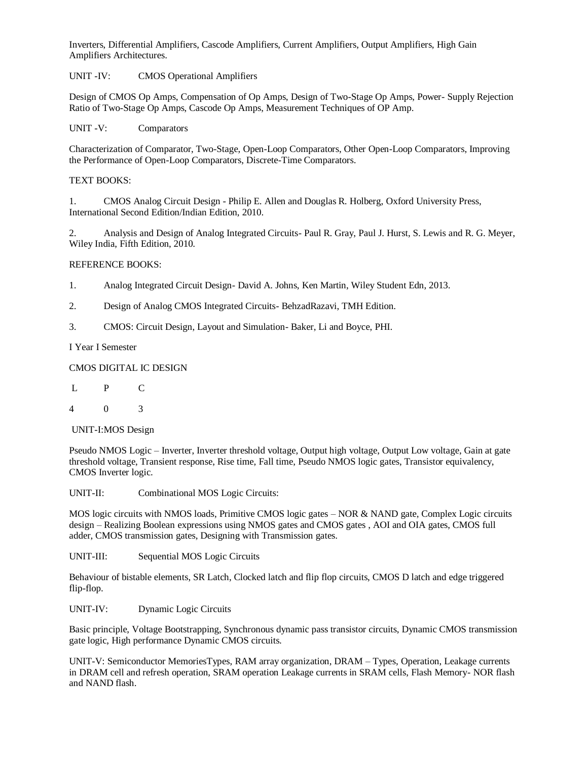Inverters, Differential Amplifiers, Cascode Amplifiers, Current Amplifiers, Output Amplifiers, High Gain Amplifiers Architectures.

UNIT -IV: CMOS Operational Amplifiers

Design of CMOS Op Amps, Compensation of Op Amps, Design of Two-Stage Op Amps, Power- Supply Rejection Ratio of Two-Stage Op Amps, Cascode Op Amps, Measurement Techniques of OP Amp.

UNIT -V: Comparators

Characterization of Comparator, Two-Stage, Open-Loop Comparators, Other Open-Loop Comparators, Improving the Performance of Open-Loop Comparators, Discrete-Time Comparators.

TEXT BOOKS:

1. CMOS Analog Circuit Design - Philip E. Allen and Douglas R. Holberg, Oxford University Press, International Second Edition/Indian Edition, 2010.

2. Analysis and Design of Analog Integrated Circuits- Paul R. Gray, Paul J. Hurst, S. Lewis and R. G. Meyer, Wiley India, Fifth Edition, 2010.

REFERENCE BOOKS:

1. Analog Integrated Circuit Design- David A. Johns, Ken Martin, Wiley Student Edn, 2013.

2. Design of Analog CMOS Integrated Circuits- BehzadRazavi, TMH Edition.

3. CMOS: Circuit Design, Layout and Simulation- Baker, Li and Boyce, PHI.

I Year I Semester

CMOS DIGITAL IC DESIGN

| L | P | C |
|---|---|---|
| 4 | 0 | 3 |

UNIT-I:MOS Design

Pseudo NMOS Logic – Inverter, Inverter threshold voltage, Output high voltage, Output Low voltage, Gain at gate threshold voltage, Transient response, Rise time, Fall time, Pseudo NMOS logic gates, Transistor equivalency, CMOS Inverter logic.

UNIT-II: Combinational MOS Logic Circuits:

MOS logic circuits with NMOS loads, Primitive CMOS logic gates – NOR & NAND gate, Complex Logic circuits design – Realizing Boolean expressions using NMOS gates and CMOS gates , AOI and OIA gates, CMOS full adder, CMOS transmission gates, Designing with Transmission gates.

UNIT-III: Sequential MOS Logic Circuits

Behaviour of bistable elements, SR Latch, Clocked latch and flip flop circuits, CMOS D latch and edge triggered flip-flop.

UNIT-IV: Dynamic Logic Circuits

Basic principle, Voltage Bootstrapping, Synchronous dynamic pass transistor circuits, Dynamic CMOS transmission gate logic, High performance Dynamic CMOS circuits.

UNIT-V: Semiconductor MemoriesTypes, RAM array organization, DRAM – Types, Operation, Leakage currents in DRAM cell and refresh operation, SRAM operation Leakage currents in SRAM cells, Flash Memory- NOR flash and NAND flash.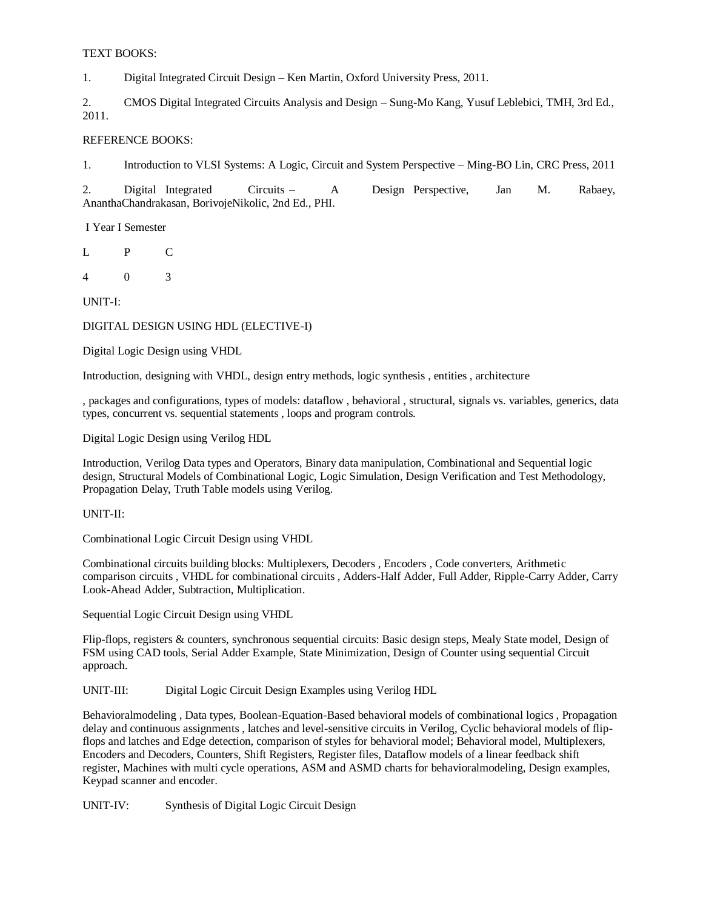TEXT BOOKS:

1. Digital Integrated Circuit Design – Ken Martin, Oxford University Press, 2011.

2. CMOS Digital Integrated Circuits Analysis and Design – Sung-Mo Kang, Yusuf Leblebici, TMH, 3rd Ed., 2011.

REFERENCE BOOKS:

1. Introduction to VLSI Systems: A Logic, Circuit and System Perspective – Ming-BO Lin, CRC Press, 2011

2. Digital Integrated Circuits – A Design Perspective, Jan M. Rabaey, AnanthaChandrakasan, BorivojeNikolic, 2nd Ed., PHI.

I Year I Semester

| L | P | C |
|---|---|---|
| 4 | 0 | 3 |

UNIT-I:

DIGITAL DESIGN USING HDL (ELECTIVE-I)

Digital Logic Design using VHDL

Introduction, designing with VHDL, design entry methods, logic synthesis , entities , architecture

, packages and configurations, types of models: dataflow , behavioral , structural, signals vs. variables, generics, data types, concurrent vs. sequential statements , loops and program controls.

Digital Logic Design using Verilog HDL

Introduction, Verilog Data types and Operators, Binary data manipulation, Combinational and Sequential logic design, Structural Models of Combinational Logic, Logic Simulation, Design Verification and Test Methodology, Propagation Delay, Truth Table models using Verilog.

UNIT-II:

Combinational Logic Circuit Design using VHDL

Combinational circuits building blocks: Multiplexers, Decoders , Encoders , Code converters, Arithmetic comparison circuits , VHDL for combinational circuits , Adders-Half Adder, Full Adder, Ripple-Carry Adder, Carry Look-Ahead Adder, Subtraction, Multiplication.

Sequential Logic Circuit Design using VHDL

Flip-flops, registers & counters, synchronous sequential circuits: Basic design steps, Mealy State model, Design of FSM using CAD tools, Serial Adder Example, State Minimization, Design of Counter using sequential Circuit approach.

UNIT-III: Digital Logic Circuit Design Examples using Verilog HDL

Behavioralmodeling , Data types, Boolean-Equation-Based behavioral models of combinational logics , Propagation delay and continuous assignments , latches and level-sensitive circuits in Verilog, Cyclic behavioral models of flip-flops and latches and Edge detection, comparison of styles for behavioral model; Behavioral model, Multiplexers, Encoders and Decoders, Counters, Shift Registers, Register files, Dataflow models of a linear feedback shift register, Machines with multi cycle operations, ASM and ASMD charts for behavioralmodeling, Design examples, Keypad scanner and encoder.

UNIT-IV: Synthesis of Digital Logic Circuit Design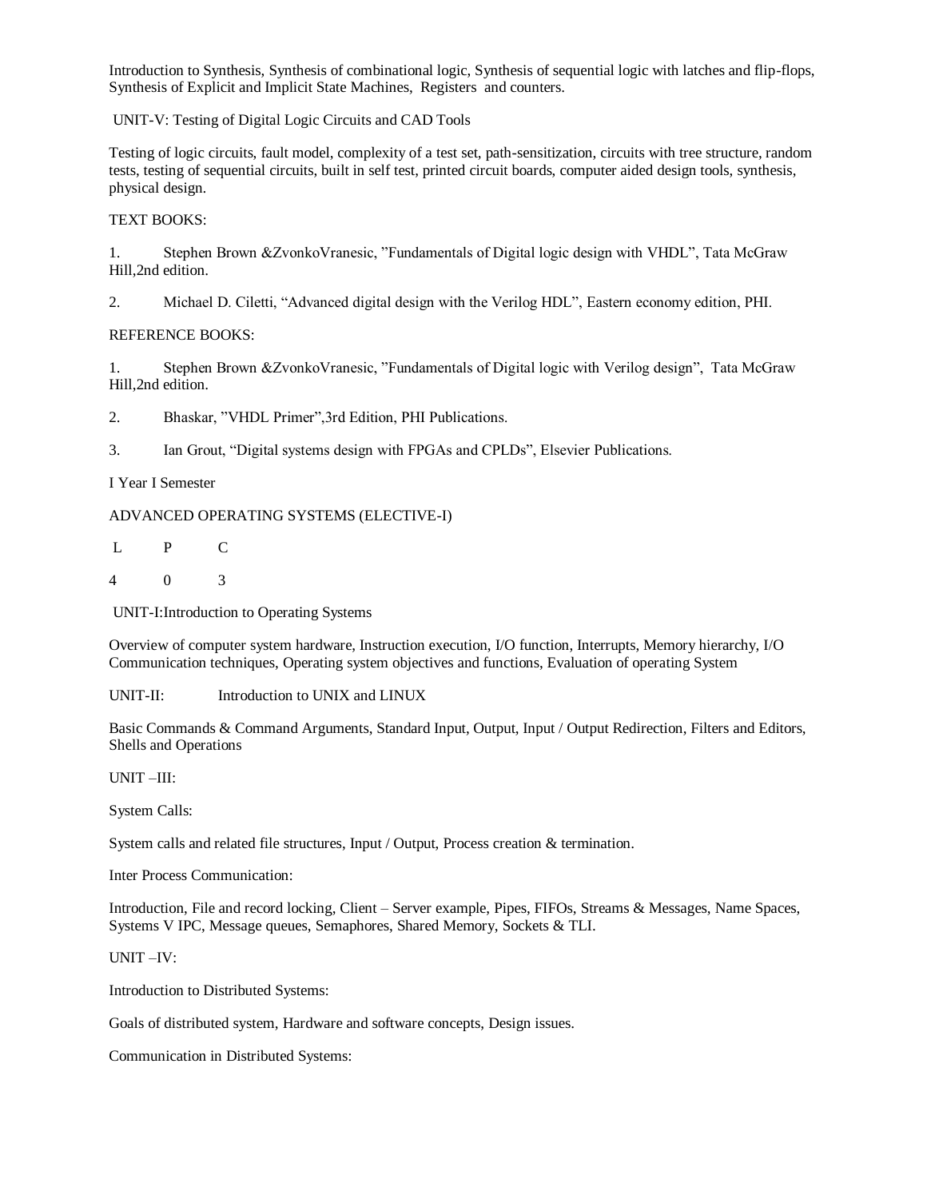Introduction to Synthesis, Synthesis of combinational logic, Synthesis of sequential logic with latches and flip-flops, Synthesis of Explicit and Implicit State Machines, Registers and counters.

UNIT-V: Testing of Digital Logic Circuits and CAD Tools

Testing of logic circuits, fault model, complexity of a test set, path-sensitization, circuits with tree structure, random tests, testing of sequential circuits, built in self test, printed circuit boards, computer aided design tools, synthesis, physical design.

TEXT BOOKS:

1. Stephen Brown &ZvonkoVranesic, "Fundamentals of Digital logic design with VHDL", Tata McGraw Hill,2nd edition.

2. Michael D. Ciletti, "Advanced digital design with the Verilog HDL", Eastern economy edition, PHI.

REFERENCE BOOKS:

1. Stephen Brown &ZvonkoVranesic, "Fundamentals of Digital logic with Verilog design", Tata McGraw Hill,2nd edition.

2. Bhaskar, "VHDL Primer",3rd Edition, PHI Publications.

3. Ian Grout, "Digital systems design with FPGAs and CPLDs", Elsevier Publications.

I Year I Semester

ADVANCED OPERATING SYSTEMS (ELECTIVE-I)

| L | P | C |
|---|---|---|
| 4 | 0 | 3 |

UNIT-I:Introduction to Operating Systems

Overview of computer system hardware, Instruction execution, I/O function, Interrupts, Memory hierarchy, I/O Communication techniques, Operating system objectives and functions, Evaluation of operating System

UNIT-II: Introduction to UNIX and LINUX

Basic Commands & Command Arguments, Standard Input, Output, Input / Output Redirection, Filters and Editors, Shells and Operations

UNIT –III:

System Calls:

System calls and related file structures, Input / Output, Process creation & termination.

Inter Process Communication:

Introduction, File and record locking, Client – Server example, Pipes, FIFOs, Streams & Messages, Name Spaces, Systems V IPC, Message queues, Semaphores, Shared Memory, Sockets & TLI.

UNIT –IV:

Introduction to Distributed Systems:

Goals of distributed system, Hardware and software concepts, Design issues.

Communication in Distributed Systems: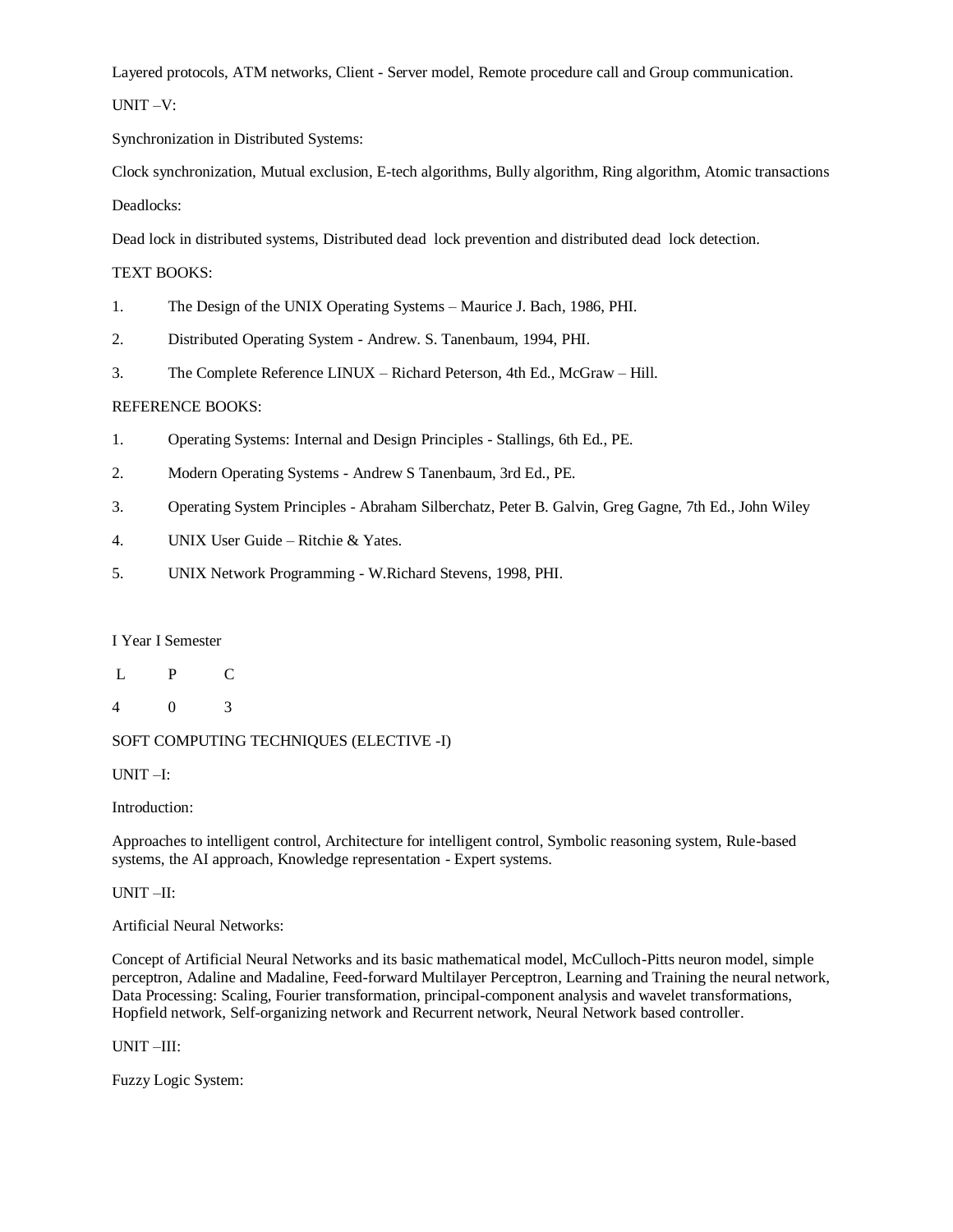Layered protocols, ATM networks, Client - Server model, Remote procedure call and Group communication.

UNIT –V:

Synchronization in Distributed Systems:

Clock synchronization, Mutual exclusion, E-tech algorithms, Bully algorithm, Ring algorithm, Atomic transactions

Deadlocks:

Dead lock in distributed systems, Distributed dead lock prevention and distributed dead lock detection.

TEXT BOOKS:

1. The Design of the UNIX Operating Systems – Maurice J. Bach, 1986, PHI.
2. Distributed Operating System - Andrew. S. Tanenbaum, 1994, PHI.
3. The Complete Reference LINUX – Richard Peterson, 4th Ed., McGraw – Hill.

REFERENCE BOOKS:

1. Operating Systems: Internal and Design Principles - Stallings, 6th Ed., PE.
2. Modern Operating Systems - Andrew S Tanenbaum, 3rd Ed., PE.
3. Operating System Principles - Abraham Silberchatz, Peter B. Galvin, Greg Gagne, 7th Ed., John Wiley
4. UNIX User Guide – Ritchie & Yates.
5. UNIX Network Programming - W.Richard Stevens, 1998, PHI.

I Year I Semester

| L | P | C |
|---|---|---|
| 4 | 0 | 3 |

SOFT COMPUTING TECHNIQUES (ELECTIVE -I)

UNIT –I:

Introduction:

Approaches to intelligent control, Architecture for intelligent control, Symbolic reasoning system, Rule-based systems, the AI approach, Knowledge representation - Expert systems.

UNIT –II:

Artificial Neural Networks:

Concept of Artificial Neural Networks and its basic mathematical model, McCulloch-Pitts neuron model, simple perceptron, Adaline and Madaline, Feed-forward Multilayer Perceptron, Learning and Training the neural network, Data Processing: Scaling, Fourier transformation, principal-component analysis and wavelet transformations, Hopfield network, Self-organizing network and Recurrent network, Neural Network based controller.

UNIT –III:

Fuzzy Logic System: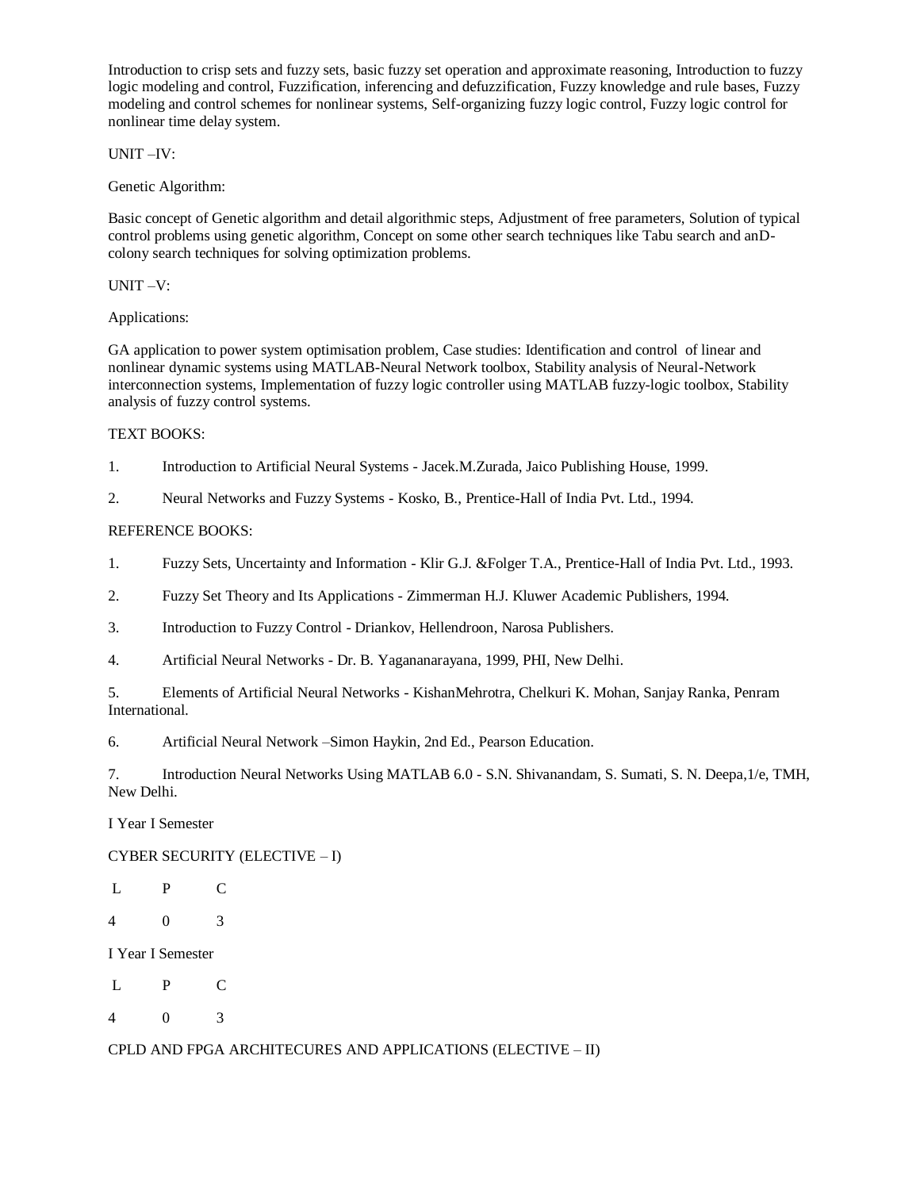Introduction to crisp sets and fuzzy sets, basic fuzzy set operation and approximate reasoning, Introduction to fuzzy logic modeling and control, Fuzzification, inferencing and defuzzification, Fuzzy knowledge and rule bases, Fuzzy modeling and control schemes for nonlinear systems, Self-organizing fuzzy logic control, Fuzzy logic control for nonlinear time delay system.

UNIT –IV:

Genetic Algorithm:

Basic concept of Genetic algorithm and detail algorithmic steps, Adjustment of free parameters, Solution of typical control problems using genetic algorithm, Concept on some other search techniques like Tabu search and anD-colony search techniques for solving optimization problems.

UNIT –V:

Applications:

GA application to power system optimisation problem, Case studies: Identification and control of linear and nonlinear dynamic systems using MATLAB-Neural Network toolbox, Stability analysis of Neural-Network interconnection systems, Implementation of fuzzy logic controller using MATLAB fuzzy-logic toolbox, Stability analysis of fuzzy control systems.

TEXT BOOKS:

1. Introduction to Artificial Neural Systems - Jacek.M.Zurada, Jaico Publishing House, 1999.

2. Neural Networks and Fuzzy Systems - Kosko, B., Prentice-Hall of India Pvt. Ltd., 1994.

REFERENCE BOOKS:

1. Fuzzy Sets, Uncertainty and Information - Klir G.J. &Folger T.A., Prentice-Hall of India Pvt. Ltd., 1993.

2. Fuzzy Set Theory and Its Applications - Zimmerman H.J. Kluwer Academic Publishers, 1994.

3. Introduction to Fuzzy Control - Driankov, Hellendroon, Narosa Publishers.

4. Artificial Neural Networks - Dr. B. Yagananarayana, 1999, PHI, New Delhi.

5. Elements of Artificial Neural Networks - KishanMehrotra, Chelkuri K. Mohan, Sanjay Ranka, Penram International.

6. Artificial Neural Network –Simon Haykin, 2nd Ed., Pearson Education.

7. Introduction Neural Networks Using MATLAB 6.0 - S.N. Shivanandam, S. Sumati, S. N. Deepa,1/e, TMH, New Delhi.

I Year I Semester

CYBER SECURITY (ELECTIVE – I)

| L | P | C |
|---|---|---|
| 4 | 0 | 3 |

I Year I Semester

| L | P | C |
|---|---|---|
| 4 | 0 | 3 |

CPLD AND FPGA ARCHITECURES AND APPLICATIONS (ELECTIVE – II)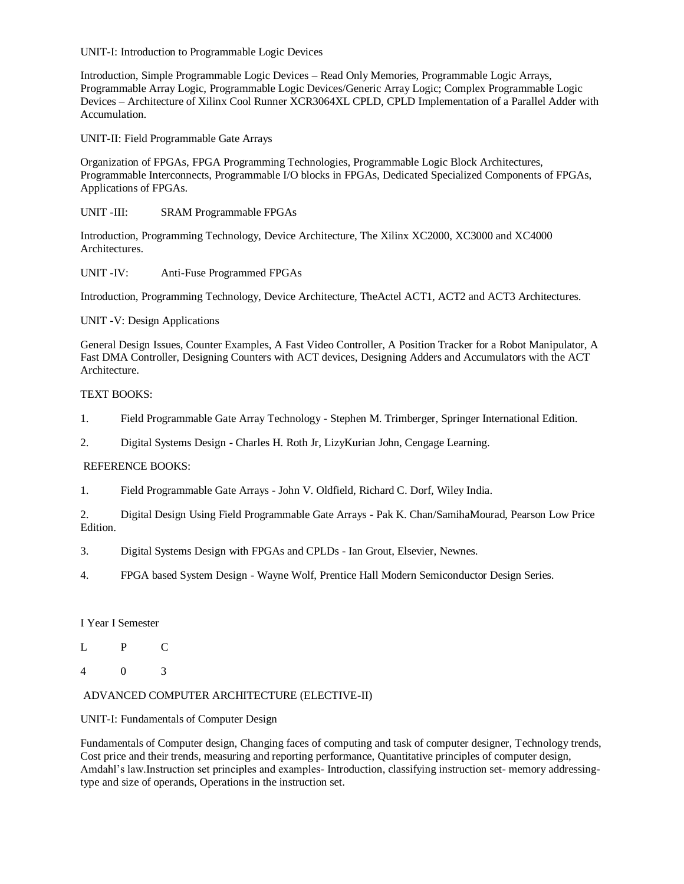UNIT-I: Introduction to Programmable Logic Devices

Introduction, Simple Programmable Logic Devices – Read Only Memories, Programmable Logic Arrays, Programmable Array Logic, Programmable Logic Devices/Generic Array Logic; Complex Programmable Logic Devices – Architecture of Xilinx Cool Runner XCR3064XL CPLD, CPLD Implementation of a Parallel Adder with Accumulation.

UNIT-II: Field Programmable Gate Arrays

Organization of FPGAs, FPGA Programming Technologies, Programmable Logic Block Architectures, Programmable Interconnects, Programmable I/O blocks in FPGAs, Dedicated Specialized Components of FPGAs, Applications of FPGAs.

UNIT -III: SRAM Programmable FPGAs

Introduction, Programming Technology, Device Architecture, The Xilinx XC2000, XC3000 and XC4000 Architectures.

UNIT -IV: Anti-Fuse Programmed FPGAs

Introduction, Programming Technology, Device Architecture, TheActel ACT1, ACT2 and ACT3 Architectures.

UNIT -V: Design Applications

General Design Issues, Counter Examples, A Fast Video Controller, A Position Tracker for a Robot Manipulator, A Fast DMA Controller, Designing Counters with ACT devices, Designing Adders and Accumulators with the ACT Architecture.

TEXT BOOKS:

1. Field Programmable Gate Array Technology - Stephen M. Trimberger, Springer International Edition.
2. Digital Systems Design - Charles H. Roth Jr, LizyKurian John, Cengage Learning.

REFERENCE BOOKS:

1. Field Programmable Gate Arrays - John V. Oldfield, Richard C. Dorf, Wiley India.
2. Digital Design Using Field Programmable Gate Arrays - Pak K. Chan/SamihaMourad, Pearson Low Price Edition.
3. Digital Systems Design with FPGAs and CPLDs - Ian Grout, Elsevier, Newnes.
4. FPGA based System Design - Wayne Wolf, Prentice Hall Modern Semiconductor Design Series.

I Year I Semester

| L | P | C |
|---|---|---|
| 4 | 0 | 3 |

ADVANCED COMPUTER ARCHITECTURE (ELECTIVE-II)

UNIT-I: Fundamentals of Computer Design

Fundamentals of Computer design, Changing faces of computing and task of computer designer, Technology trends, Cost price and their trends, measuring and reporting performance, Quantitative principles of computer design, Amdahl's law.Instruction set principles and examples- Introduction, classifying instruction set- memory addressing- type and size of operands, Operations in the instruction set.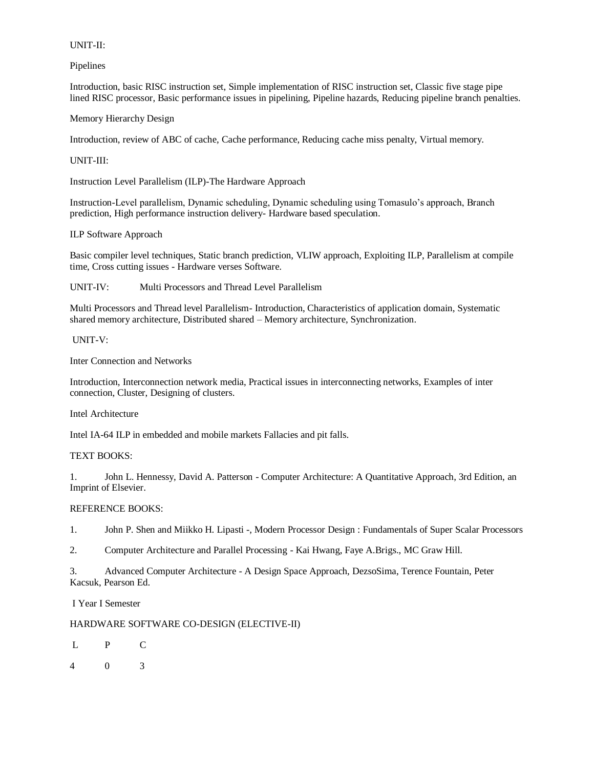UNIT-II:

Pipelines

Introduction, basic RISC instruction set, Simple implementation of RISC instruction set, Classic five stage pipe lined RISC processor, Basic performance issues in pipelining, Pipeline hazards, Reducing pipeline branch penalties.

Memory Hierarchy Design

Introduction, review of ABC of cache, Cache performance, Reducing cache miss penalty, Virtual memory.

UNIT-III:

Instruction Level Parallelism (ILP)-The Hardware Approach

Instruction-Level parallelism, Dynamic scheduling, Dynamic scheduling using Tomasulo's approach, Branch prediction, High performance instruction delivery- Hardware based speculation.

ILP Software Approach

Basic compiler level techniques, Static branch prediction, VLIW approach, Exploiting ILP, Parallelism at compile time, Cross cutting issues - Hardware verses Software.

UNIT-IV: Multi Processors and Thread Level Parallelism

Multi Processors and Thread level Parallelism- Introduction, Characteristics of application domain, Systematic shared memory architecture, Distributed shared – Memory architecture, Synchronization.

UNIT-V:

Inter Connection and Networks

Introduction, Interconnection network media, Practical issues in interconnecting networks, Examples of inter connection, Cluster, Designing of clusters.

Intel Architecture

Intel IA-64 ILP in embedded and mobile markets Fallacies and pit falls.

TEXT BOOKS:

1. John L. Hennessy, David A. Patterson - Computer Architecture: A Quantitative Approach, 3rd Edition, an Imprint of Elsevier.

REFERENCE BOOKS:

1. John P. Shen and Miikko H. Lipasti -, Modern Processor Design : Fundamentals of Super Scalar Processors
2. Computer Architecture and Parallel Processing - Kai Hwang, Faye A.Brigs., MC Graw Hill.
3. Advanced Computer Architecture - A Design Space Approach, DezsoSima, Terence Fountain, Peter Kacsuk, Pearson Ed.

I Year I Semester

HARDWARE SOFTWARE CO-DESIGN (ELECTIVE-II)

| L | P | C |
|---|---|---|
| 4 | 0 | 3 |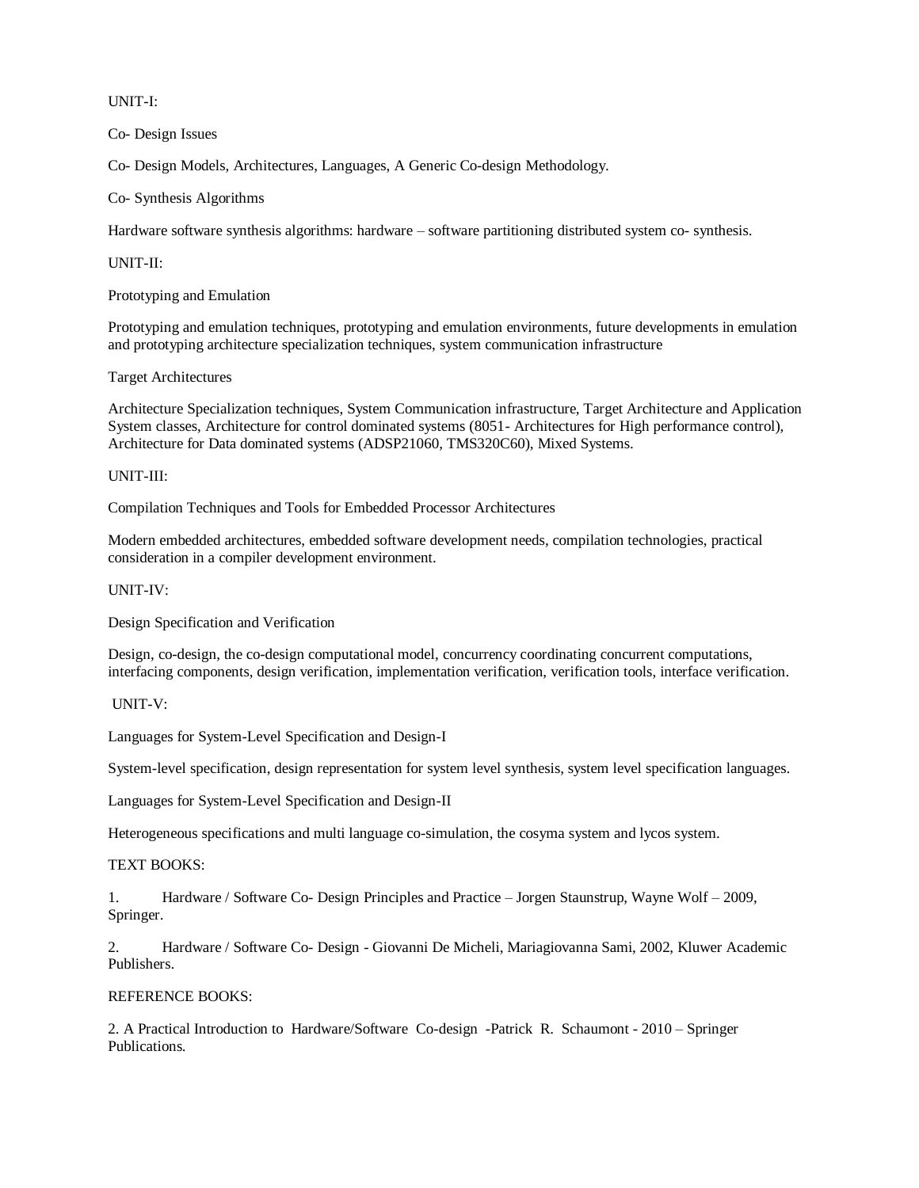UNIT-I:

Co- Design Issues

Co- Design Models, Architectures, Languages, A Generic Co-design Methodology.

Co- Synthesis Algorithms

Hardware software synthesis algorithms: hardware – software partitioning distributed system co- synthesis.

UNIT-II:

Prototyping and Emulation

Prototyping and emulation techniques, prototyping and emulation environments, future developments in emulation and prototyping architecture specialization techniques, system communication infrastructure

Target Architectures

Architecture Specialization techniques, System Communication infrastructure, Target Architecture and Application System classes, Architecture for control dominated systems (8051- Architectures for High performance control), Architecture for Data dominated systems (ADSP21060, TMS320C60), Mixed Systems.

UNIT-III:

Compilation Techniques and Tools for Embedded Processor Architectures

Modern embedded architectures, embedded software development needs, compilation technologies, practical consideration in a compiler development environment.

UNIT-IV:

Design Specification and Verification

Design, co-design, the co-design computational model, concurrency coordinating concurrent computations, interfacing components, design verification, implementation verification, verification tools, interface verification.

UNIT-V:

Languages for System-Level Specification and Design-I

System-level specification, design representation for system level synthesis, system level specification languages.

Languages for System-Level Specification and Design-II

Heterogeneous specifications and multi language co-simulation, the cosyma system and lycos system.

TEXT BOOKS:

1. Hardware / Software Co- Design Principles and Practice – Jorgen Staunstrup, Wayne Wolf – 2009, Springer.

2. Hardware / Software Co- Design - Giovanni De Micheli, Mariagiovanna Sami, 2002, Kluwer Academic Publishers.

REFERENCE BOOKS:

2. A Practical Introduction to Hardware/Software Co-design -Patrick R. Schaumont - 2010 – Springer Publications.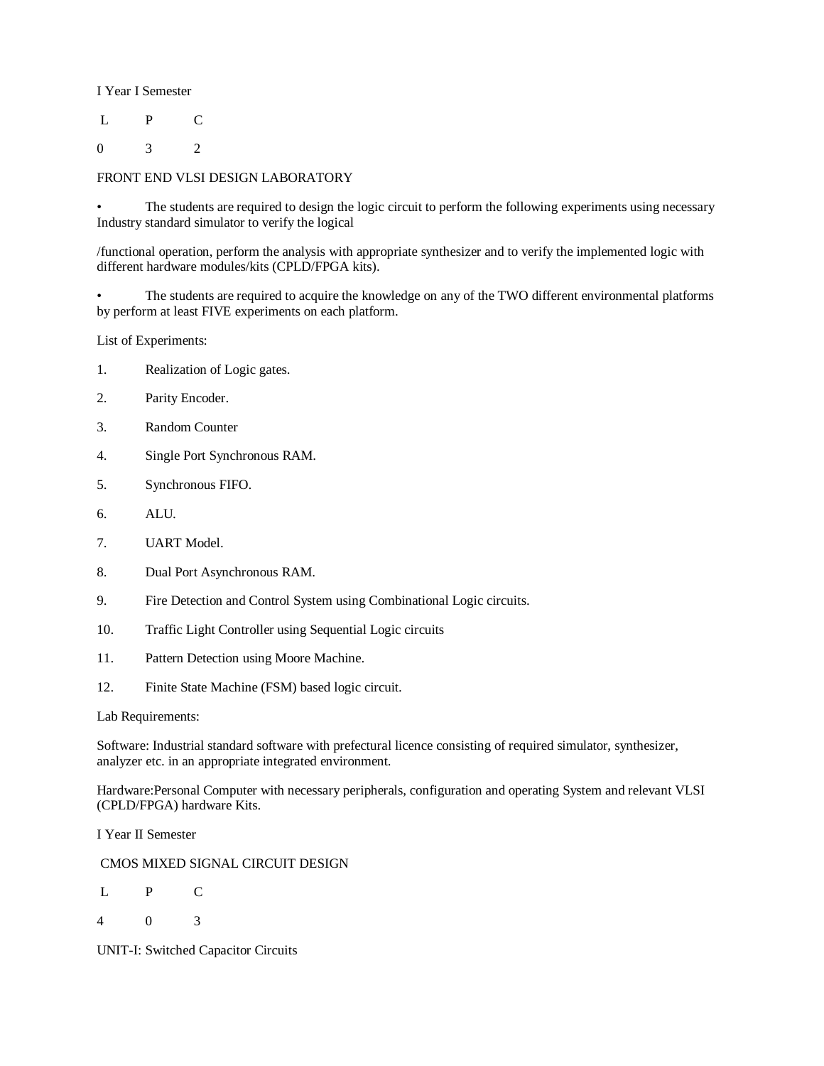I Year I Semester

| L | P | C |
|---|---|---|
| 0 | 3 | 2 |

## FRONT END VLSI DESIGN LABORATORY

- The students are required to design the logic circuit to perform the following experiments using necessary Industry standard simulator to verify the logical

/functional operation, perform the analysis with appropriate synthesizer and to verify the implemented logic with different hardware modules/kits (CPLD/FPGA kits).

- The students are required to acquire the knowledge on any of the TWO different environmental platforms by perform at least FIVE experiments on each platform.

List of Experiments:

1. Realization of Logic gates.
2. Parity Encoder.
3. Random Counter
4. Single Port Synchronous RAM.
5. Synchronous FIFO.
6. ALU.
7. UART Model.
8. Dual Port Asynchronous RAM.
9. Fire Detection and Control System using Combinational Logic circuits.
10. Traffic Light Controller using Sequential Logic circuits
11. Pattern Detection using Moore Machine.
12. Finite State Machine (FSM) based logic circuit.

Lab Requirements:

Software: Industrial standard software with prefectural licence consisting of required simulator, synthesizer, analyzer etc. in an appropriate integrated environment.

Hardware:Personal Computer with necessary peripherals, configuration and operating System and relevant VLSI (CPLD/FPGA) hardware Kits.

I Year II Semester

## CMOS MIXED SIGNAL CIRCUIT DESIGN

| L | P | C |
|---|---|---|
| 4 | 0 | 3 |

UNIT-I: Switched Capacitor Circuits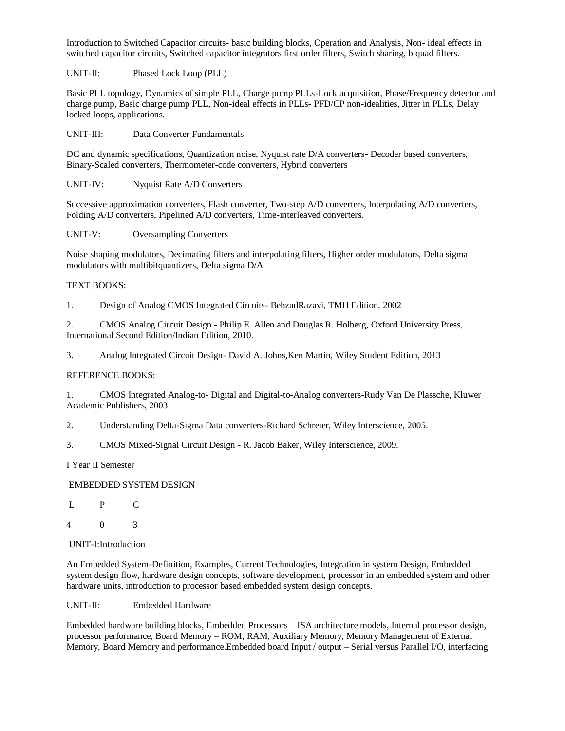Introduction to Switched Capacitor circuits- basic building blocks, Operation and Analysis, Non- ideal effects in switched capacitor circuits, Switched capacitor integrators first order filters, Switch sharing, biquad filters.

UNIT-II: Phased Lock Loop (PLL)

Basic PLL topology, Dynamics of simple PLL, Charge pump PLLs-Lock acquisition, Phase/Frequency detector and charge pump, Basic charge pump PLL, Non-ideal effects in PLLs- PFD/CP non-idealities, Jitter in PLLs, Delay locked loops, applications.

UNIT-III: Data Converter Fundamentals

DC and dynamic specifications, Quantization noise, Nyquist rate D/A converters- Decoder based converters, Binary-Scaled converters, Thermometer-code converters, Hybrid converters

UNIT-IV: Nyquist Rate A/D Converters

Successive approximation converters, Flash converter, Two-step A/D converters, Interpolating A/D converters, Folding A/D converters, Pipelined A/D converters, Time-interleaved converters.

UNIT-V: Oversampling Converters

Noise shaping modulators, Decimating filters and interpolating filters, Higher order modulators, Delta sigma modulators with multibitquantizers, Delta sigma D/A

TEXT BOOKS:

1. Design of Analog CMOS Integrated Circuits- BehzadRazavi, TMH Edition, 2002

2. CMOS Analog Circuit Design - Philip E. Allen and Douglas R. Holberg, Oxford University Press, International Second Edition/Indian Edition, 2010.

3. Analog Integrated Circuit Design- David A. Johns,Ken Martin, Wiley Student Edition, 2013

REFERENCE BOOKS:

1. CMOS Integrated Analog-to- Digital and Digital-to-Analog converters-Rudy Van De Plassche, Kluwer Academic Publishers, 2003

2. Understanding Delta-Sigma Data converters-Richard Schreier, Wiley Interscience, 2005.

3. CMOS Mixed-Signal Circuit Design - R. Jacob Baker, Wiley Interscience, 2009.

I Year II Semester

EMBEDDED SYSTEM DESIGN

| L | P | C |
|---|---|---|
| 4 | 0 | 3 |

UNIT-I:Introduction

An Embedded System-Definition, Examples, Current Technologies, Integration in system Design, Embedded system design flow, hardware design concepts, software development, processor in an embedded system and other hardware units, introduction to processor based embedded system design concepts.

UNIT-II: Embedded Hardware

Embedded hardware building blocks, Embedded Processors – ISA architecture models, Internal processor design, processor performance, Board Memory – ROM, RAM, Auxiliary Memory, Memory Management of External Memory, Board Memory and performance.Embedded board Input / output – Serial versus Parallel I/O, interfacing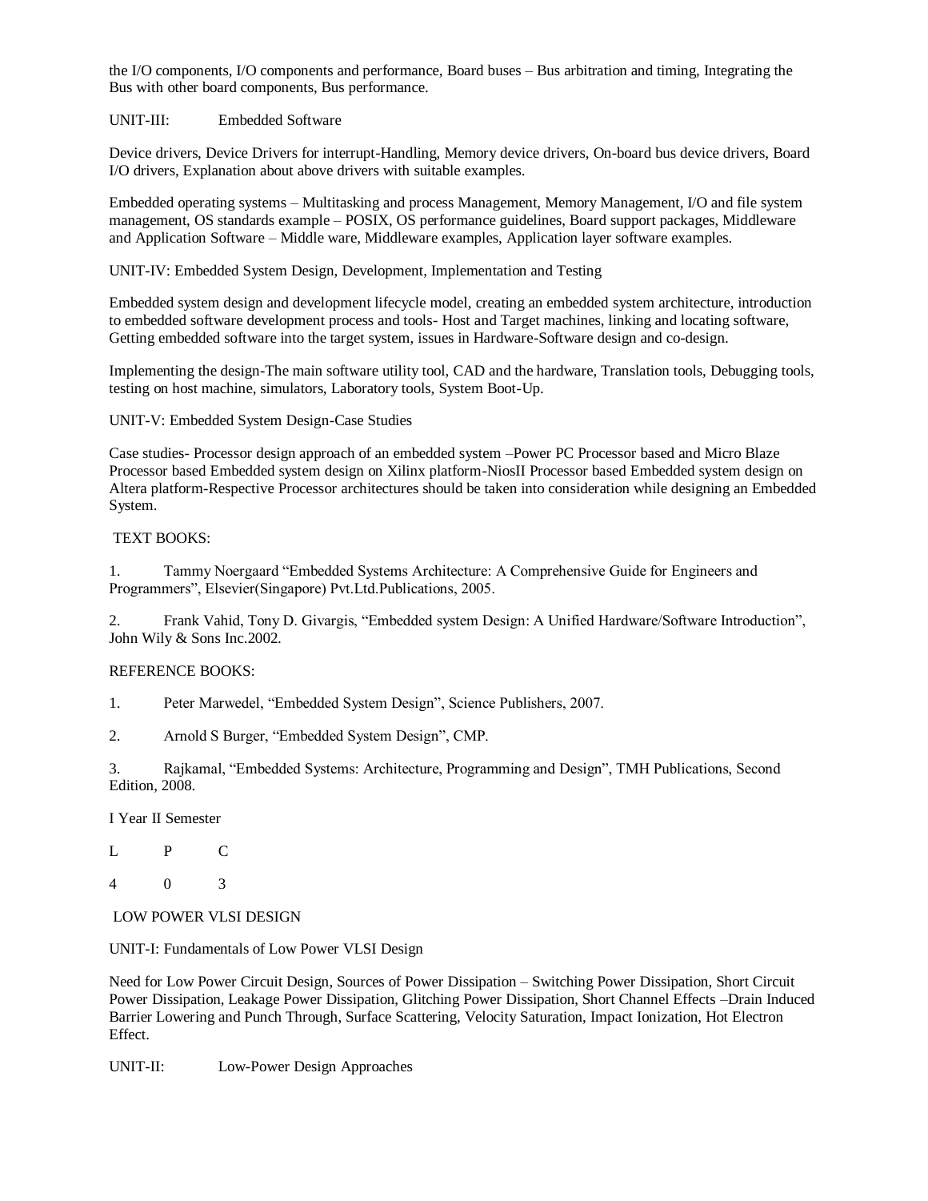the I/O components, I/O components and performance, Board buses – Bus arbitration and timing, Integrating the Bus with other board components, Bus performance.

UNIT-III: Embedded Software

Device drivers, Device Drivers for interrupt-Handling, Memory device drivers, On-board bus device drivers, Board I/O drivers, Explanation about above drivers with suitable examples.

Embedded operating systems – Multitasking and process Management, Memory Management, I/O and file system management, OS standards example – POSIX, OS performance guidelines, Board support packages, Middleware and Application Software – Middle ware, Middleware examples, Application layer software examples.

UNIT-IV: Embedded System Design, Development, Implementation and Testing

Embedded system design and development lifecycle model, creating an embedded system architecture, introduction to embedded software development process and tools- Host and Target machines, linking and locating software, Getting embedded software into the target system, issues in Hardware-Software design and co-design.

Implementing the design-The main software utility tool, CAD and the hardware, Translation tools, Debugging tools, testing on host machine, simulators, Laboratory tools, System Boot-Up.

UNIT-V: Embedded System Design-Case Studies

Case studies- Processor design approach of an embedded system –Power PC Processor based and Micro Blaze Processor based Embedded system design on Xilinx platform-NiosII Processor based Embedded system design on Altera platform-Respective Processor architectures should be taken into consideration while designing an Embedded System.

TEXT BOOKS:

1. Tammy Noergaard "Embedded Systems Architecture: A Comprehensive Guide for Engineers and Programmers", Elsevier(Singapore) Pvt.Ltd.Publications, 2005.

2. Frank Vahid, Tony D. Givargis, "Embedded system Design: A Unified Hardware/Software Introduction", John Wily & Sons Inc.2002.

REFERENCE BOOKS:

1. Peter Marwedel, "Embedded System Design", Science Publishers, 2007.

2. Arnold S Burger, "Embedded System Design", CMP.

3. Rajkamal, "Embedded Systems: Architecture, Programming and Design", TMH Publications, Second Edition, 2008.

I Year II Semester

| L | P | C |
|---|---|---|
| 4 | 0 | 3 |

LOW POWER VLSI DESIGN

UNIT-I: Fundamentals of Low Power VLSI Design

Need for Low Power Circuit Design, Sources of Power Dissipation – Switching Power Dissipation, Short Circuit Power Dissipation, Leakage Power Dissipation, Glitching Power Dissipation, Short Channel Effects –Drain Induced Barrier Lowering and Punch Through, Surface Scattering, Velocity Saturation, Impact Ionization, Hot Electron Effect.

UNIT-II: Low-Power Design Approaches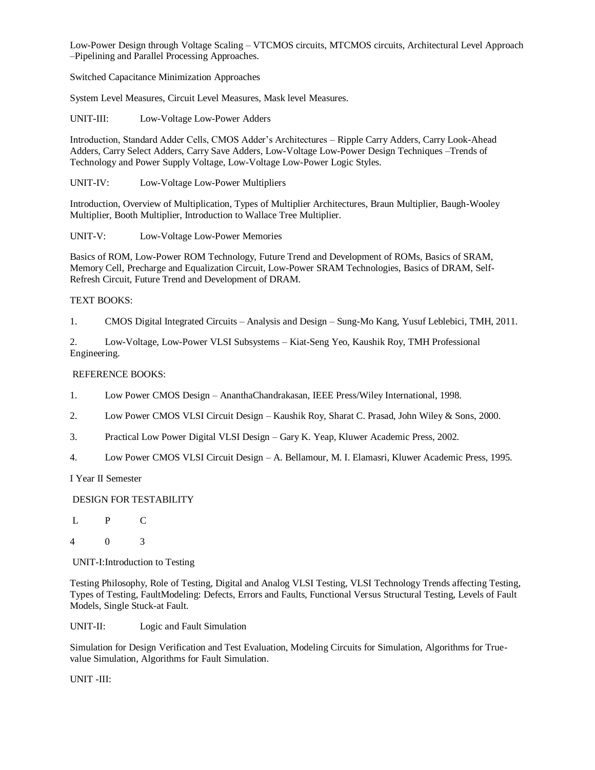Low-Power Design through Voltage Scaling – VTCMOS circuits, MTCMOS circuits, Architectural Level Approach –Pipelining and Parallel Processing Approaches.

Switched Capacitance Minimization Approaches

System Level Measures, Circuit Level Measures, Mask level Measures.

## UNIT-III: Low-Voltage Low-Power Adders

Introduction, Standard Adder Cells, CMOS Adder's Architectures – Ripple Carry Adders, Carry Look-Ahead Adders, Carry Select Adders, Carry Save Adders, Low-Voltage Low-Power Design Techniques –Trends of Technology and Power Supply Voltage, Low-Voltage Low-Power Logic Styles.

## UNIT-IV: Low-Voltage Low-Power Multipliers

Introduction, Overview of Multiplication, Types of Multiplier Architectures, Braun Multiplier, Baugh-Wooley Multiplier, Booth Multiplier, Introduction to Wallace Tree Multiplier.

## UNIT-V: Low-Voltage Low-Power Memories

Basics of ROM, Low-Power ROM Technology, Future Trend and Development of ROMs, Basics of SRAM, Memory Cell, Precharge and Equalization Circuit, Low-Power SRAM Technologies, Basics of DRAM, Self-Refresh Circuit, Future Trend and Development of DRAM.

### TEXT BOOKS:

1. CMOS Digital Integrated Circuits – Analysis and Design – Sung-Mo Kang, Yusuf Leblebici, TMH, 2011.
2. Low-Voltage, Low-Power VLSI Subsystems – Kiat-Seng Yeo, Kaushik Roy, TMH Professional Engineering.

### REFERENCE BOOKS:

1. Low Power CMOS Design – AnanthaChandrakasan, IEEE Press/Wiley International, 1998.
2. Low Power CMOS VLSI Circuit Design – Kaushik Roy, Sharat C. Prasad, John Wiley & Sons, 2000.
3. Practical Low Power Digital VLSI Design – Gary K. Yeap, Kluwer Academic Press, 2002.
4. Low Power CMOS VLSI Circuit Design – A. Bellamour, M. I. Elamasri, Kluwer Academic Press, 1995.

I Year II Semester

# DESIGN FOR TESTABILITY

| L | P | C |
|---|---|---|
| 4 | 0 | 3 |

## UNIT-I: Introduction to Testing

Testing Philosophy, Role of Testing, Digital and Analog VLSI Testing, VLSI Technology Trends affecting Testing, Types of Testing, FaultModeling: Defects, Errors and Faults, Functional Versus Structural Testing, Levels of Fault Models, Single Stuck-at Fault.

## UNIT-II: Logic and Fault Simulation

Simulation for Design Verification and Test Evaluation, Modeling Circuits for Simulation, Algorithms for True-value Simulation, Algorithms for Fault Simulation.

## UNIT -III: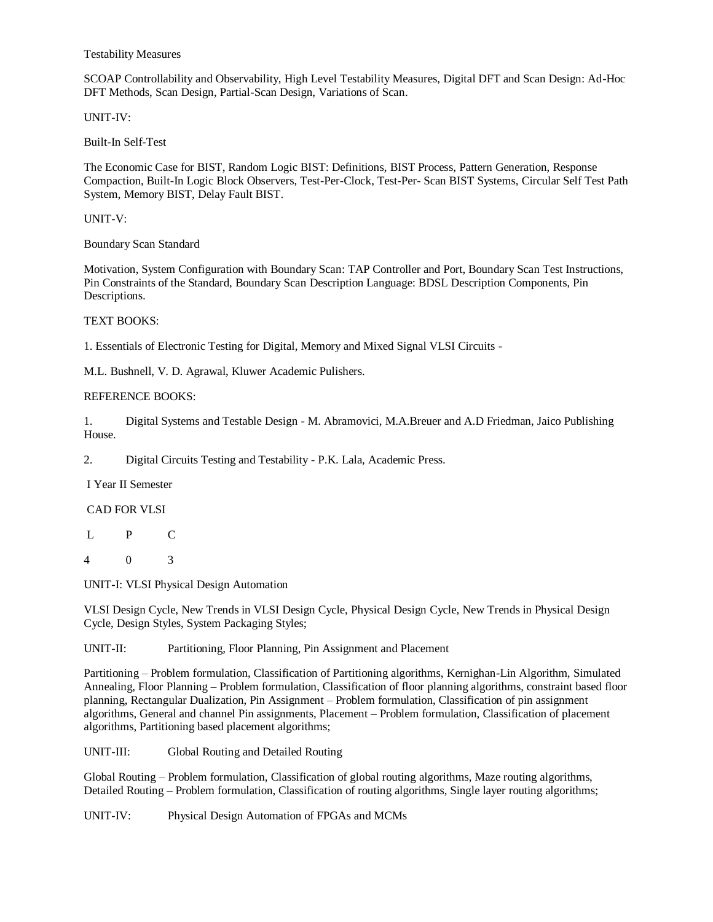Testability Measures

SCOAP Controllability and Observability, High Level Testability Measures, Digital DFT and Scan Design: Ad-Hoc DFT Methods, Scan Design, Partial-Scan Design, Variations of Scan.

UNIT-IV:

Built-In Self-Test

The Economic Case for BIST, Random Logic BIST: Definitions, BIST Process, Pattern Generation, Response Compaction, Built-In Logic Block Observers, Test-Per-Clock, Test-Per- Scan BIST Systems, Circular Self Test Path System, Memory BIST, Delay Fault BIST.

UNIT-V:

Boundary Scan Standard

Motivation, System Configuration with Boundary Scan: TAP Controller and Port, Boundary Scan Test Instructions, Pin Constraints of the Standard, Boundary Scan Description Language: BDSL Description Components, Pin Descriptions.

TEXT BOOKS:

1. Essentials of Electronic Testing for Digital, Memory and Mixed Signal VLSI Circuits -

M.L. Bushnell, V. D. Agrawal, Kluwer Academic Pulishers.

REFERENCE BOOKS:

1. Digital Systems and Testable Design - M. Abramovici, M.A.Breuer and A.D Friedman, Jaico Publishing House.

2. Digital Circuits Testing and Testability - P.K. Lala, Academic Press.

I Year II Semester

CAD FOR VLSI

| L | P | C |
|---|---|---|
| 4 | 0 | 3 |

UNIT-I: VLSI Physical Design Automation

VLSI Design Cycle, New Trends in VLSI Design Cycle, Physical Design Cycle, New Trends in Physical Design Cycle, Design Styles, System Packaging Styles;

UNIT-II: Partitioning, Floor Planning, Pin Assignment and Placement

Partitioning – Problem formulation, Classification of Partitioning algorithms, Kernighan-Lin Algorithm, Simulated Annealing, Floor Planning – Problem formulation, Classification of floor planning algorithms, constraint based floor planning, Rectangular Dualization, Pin Assignment – Problem formulation, Classification of pin assignment algorithms, General and channel Pin assignments, Placement – Problem formulation, Classification of placement algorithms, Partitioning based placement algorithms;

UNIT-III: Global Routing and Detailed Routing

Global Routing – Problem formulation, Classification of global routing algorithms, Maze routing algorithms, Detailed Routing – Problem formulation, Classification of routing algorithms, Single layer routing algorithms;

UNIT-IV: Physical Design Automation of FPGAs and MCMs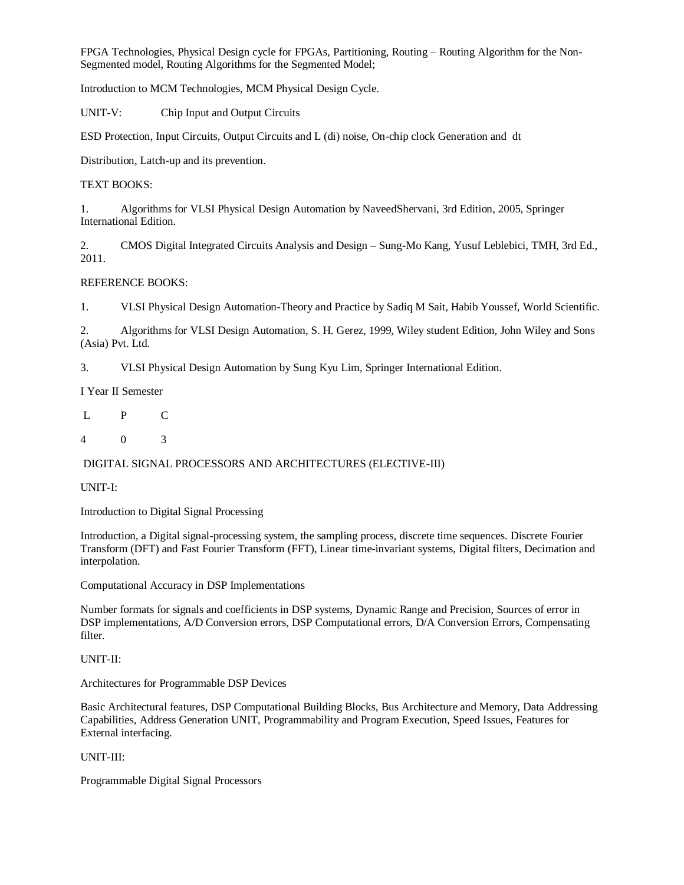FPGA Technologies, Physical Design cycle for FPGAs, Partitioning, Routing – Routing Algorithm for the Non-Segmented model, Routing Algorithms for the Segmented Model;

Introduction to MCM Technologies, MCM Physical Design Cycle.

UNIT-V: Chip Input and Output Circuits

ESD Protection, Input Circuits, Output Circuits and L (di) noise, On-chip clock Generation and dt

Distribution, Latch-up and its prevention.

TEXT BOOKS:

1. Algorithms for VLSI Physical Design Automation by NaveedShervani, 3rd Edition, 2005, Springer International Edition.

2. CMOS Digital Integrated Circuits Analysis and Design – Sung-Mo Kang, Yusuf Leblebici, TMH, 3rd Ed., 2011.

REFERENCE BOOKS:

1. VLSI Physical Design Automation-Theory and Practice by Sadiq M Sait, Habib Youssef, World Scientific.

2. Algorithms for VLSI Design Automation, S. H. Gerez, 1999, Wiley student Edition, John Wiley and Sons (Asia) Pvt. Ltd.

3. VLSI Physical Design Automation by Sung Kyu Lim, Springer International Edition.

I Year II Semester

| L | P | C |
|---|---|---|
| 4 | 0 | 3 |

DIGITAL SIGNAL PROCESSORS AND ARCHITECTURES (ELECTIVE-III)

UNIT-I:

Introduction to Digital Signal Processing

Introduction, a Digital signal-processing system, the sampling process, discrete time sequences. Discrete Fourier Transform (DFT) and Fast Fourier Transform (FFT), Linear time-invariant systems, Digital filters, Decimation and interpolation.

Computational Accuracy in DSP Implementations

Number formats for signals and coefficients in DSP systems, Dynamic Range and Precision, Sources of error in DSP implementations, A/D Conversion errors, DSP Computational errors, D/A Conversion Errors, Compensating filter.

UNIT-II:

Architectures for Programmable DSP Devices

Basic Architectural features, DSP Computational Building Blocks, Bus Architecture and Memory, Data Addressing Capabilities, Address Generation UNIT, Programmability and Program Execution, Speed Issues, Features for External interfacing.

UNIT-III:

Programmable Digital Signal Processors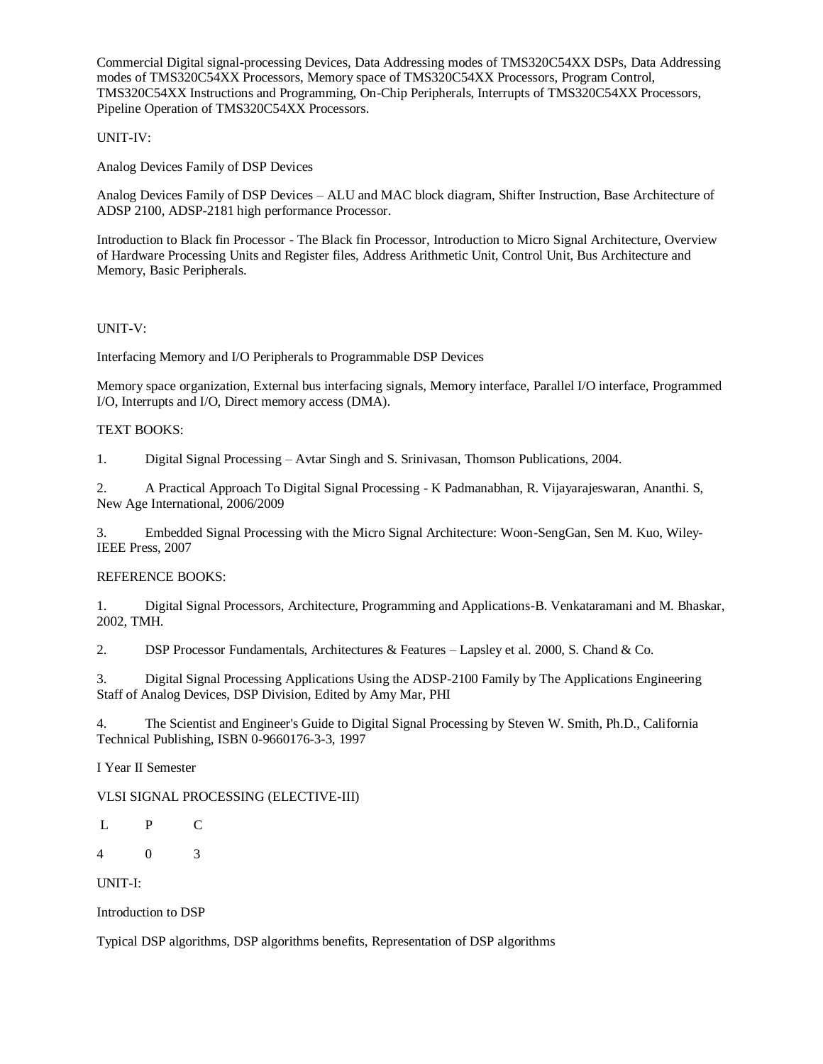Commercial Digital signal-processing Devices, Data Addressing modes of TMS320C54XX DSPs, Data Addressing modes of TMS320C54XX Processors, Memory space of TMS320C54XX Processors, Program Control, TMS320C54XX Instructions and Programming, On-Chip Peripherals, Interrupts of TMS320C54XX Processors, Pipeline Operation of TMS320C54XX Processors.

UNIT-IV:

Analog Devices Family of DSP Devices

Analog Devices Family of DSP Devices – ALU and MAC block diagram, Shifter Instruction, Base Architecture of ADSP 2100, ADSP-2181 high performance Processor.

Introduction to Black fin Processor - The Black fin Processor, Introduction to Micro Signal Architecture, Overview of Hardware Processing Units and Register files, Address Arithmetic Unit, Control Unit, Bus Architecture and Memory, Basic Peripherals.

UNIT-V:

Interfacing Memory and I/O Peripherals to Programmable DSP Devices

Memory space organization, External bus interfacing signals, Memory interface, Parallel I/O interface, Programmed I/O, Interrupts and I/O, Direct memory access (DMA).

TEXT BOOKS:

1. Digital Signal Processing – Avtar Singh and S. Srinivasan, Thomson Publications, 2004.

2. A Practical Approach To Digital Signal Processing - K Padmanabhan, R. Vijayarajeswaran, Ananthi. S, New Age International, 2006/2009

3. Embedded Signal Processing with the Micro Signal Architecture: Woon-SengGan, Sen M. Kuo, Wiley-IEEE Press, 2007

REFERENCE BOOKS:

1. Digital Signal Processors, Architecture, Programming and Applications-B. Venkataramani and M. Bhaskar, 2002, TMH.

2. DSP Processor Fundamentals, Architectures & Features – Lapsley et al. 2000, S. Chand & Co.

3. Digital Signal Processing Applications Using the ADSP-2100 Family by The Applications Engineering Staff of Analog Devices, DSP Division, Edited by Amy Mar, PHI

4. The Scientist and Engineer's Guide to Digital Signal Processing by Steven W. Smith, Ph.D., California Technical Publishing, ISBN 0-9660176-3-3, 1997

I Year II Semester

VLSI SIGNAL PROCESSING (ELECTIVE-III)

| L | P | C |
|---|---|---|
| 4 | 0 | 3 |

UNIT-I:

Introduction to DSP

Typical DSP algorithms, DSP algorithms benefits, Representation of DSP algorithms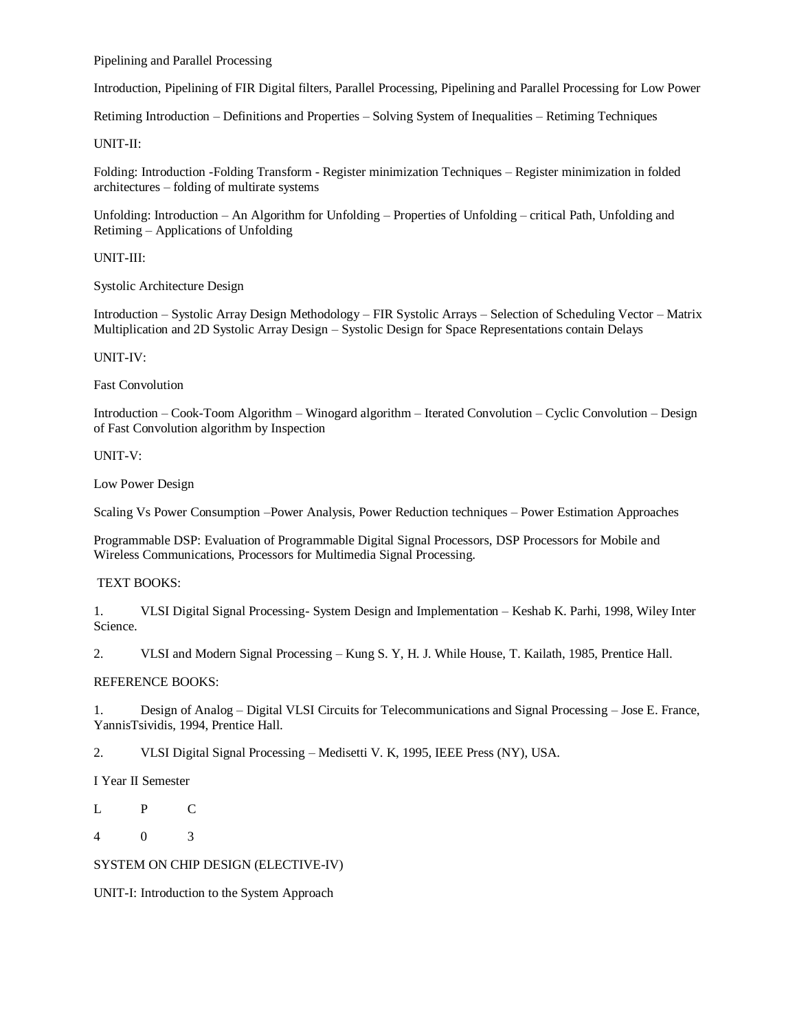Pipelining and Parallel Processing

Introduction, Pipelining of FIR Digital filters, Parallel Processing, Pipelining and Parallel Processing for Low Power

Retiming Introduction – Definitions and Properties – Solving System of Inequalities – Retiming Techniques

UNIT-II:

Folding: Introduction -Folding Transform - Register minimization Techniques – Register minimization in folded architectures – folding of multirate systems

Unfolding: Introduction – An Algorithm for Unfolding – Properties of Unfolding – critical Path, Unfolding and Retiming – Applications of Unfolding

UNIT-III:

Systolic Architecture Design

Introduction – Systolic Array Design Methodology – FIR Systolic Arrays – Selection of Scheduling Vector – Matrix Multiplication and 2D Systolic Array Design – Systolic Design for Space Representations contain Delays

UNIT-IV:

Fast Convolution

Introduction – Cook-Toom Algorithm – Winogard algorithm – Iterated Convolution – Cyclic Convolution – Design of Fast Convolution algorithm by Inspection

UNIT-V:

Low Power Design

Scaling Vs Power Consumption –Power Analysis, Power Reduction techniques – Power Estimation Approaches

Programmable DSP: Evaluation of Programmable Digital Signal Processors, DSP Processors for Mobile and Wireless Communications, Processors for Multimedia Signal Processing.

TEXT BOOKS:

1. VLSI Digital Signal Processing- System Design and Implementation – Keshab K. Parhi, 1998, Wiley Inter Science.

2. VLSI and Modern Signal Processing – Kung S. Y, H. J. While House, T. Kailath, 1985, Prentice Hall.

REFERENCE BOOKS:

1. Design of Analog – Digital VLSI Circuits for Telecommunications and Signal Processing – Jose E. France, YannisTsividis, 1994, Prentice Hall.

2. VLSI Digital Signal Processing – Medisetti V. K, 1995, IEEE Press (NY), USA.

I Year II Semester

| L | P | C |
|---|---|---|
| 4 | 0 | 3 |

SYSTEM ON CHIP DESIGN (ELECTIVE-IV)

UNIT-I: Introduction to the System Approach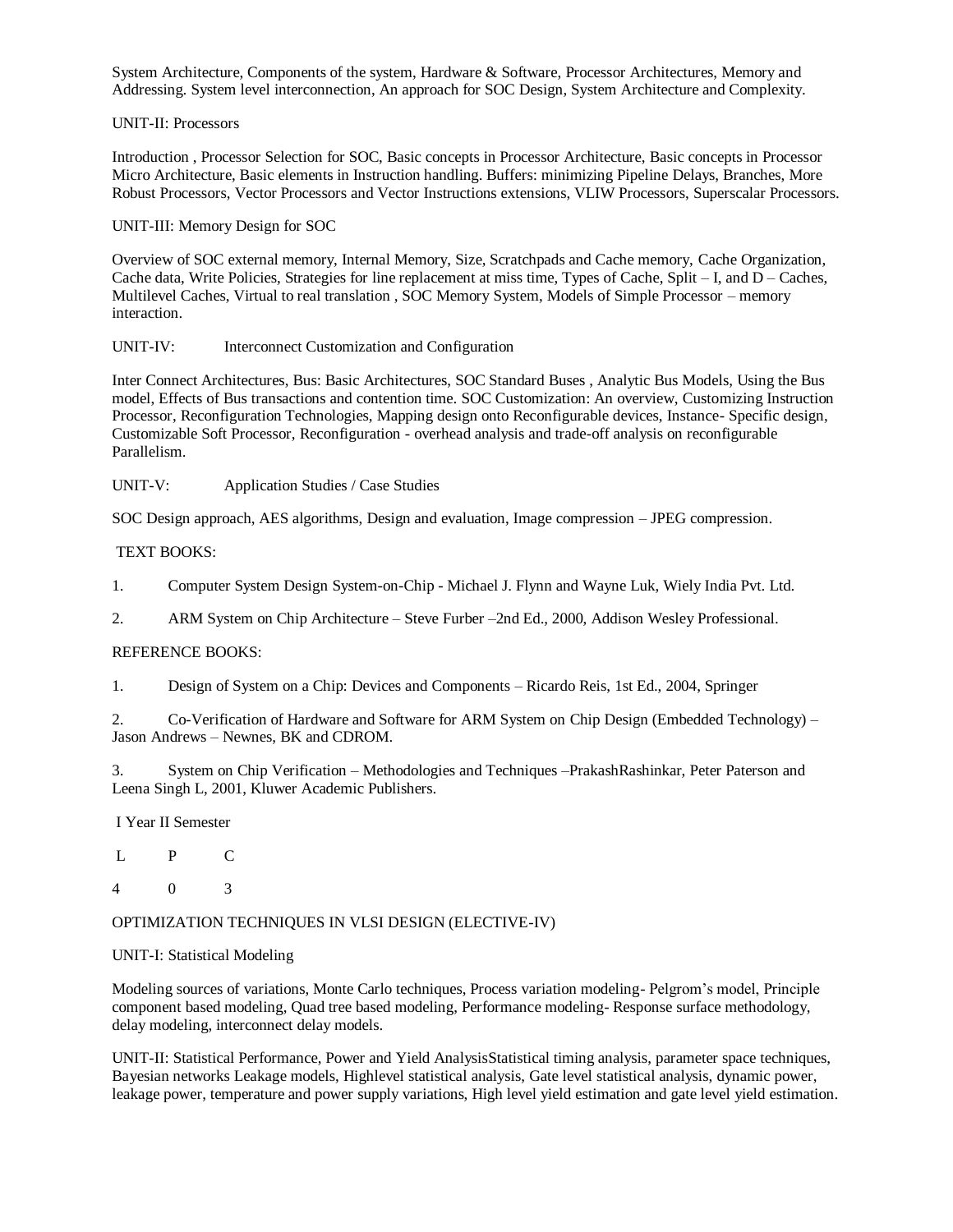System Architecture, Components of the system, Hardware & Software, Processor Architectures, Memory and Addressing. System level interconnection, An approach for SOC Design, System Architecture and Complexity.

UNIT-II: Processors

Introduction , Processor Selection for SOC, Basic concepts in Processor Architecture, Basic concepts in Processor Micro Architecture, Basic elements in Instruction handling. Buffers: minimizing Pipeline Delays, Branches, More Robust Processors, Vector Processors and Vector Instructions extensions, VLIW Processors, Superscalar Processors.

UNIT-III: Memory Design for SOC

Overview of SOC external memory, Internal Memory, Size, Scratchpads and Cache memory, Cache Organization, Cache data, Write Policies, Strategies for line replacement at miss time, Types of Cache, Split – I, and D – Caches, Multilevel Caches, Virtual to real translation , SOC Memory System, Models of Simple Processor – memory interaction.

UNIT-IV: Interconnect Customization and Configuration

Inter Connect Architectures, Bus: Basic Architectures, SOC Standard Buses , Analytic Bus Models, Using the Bus model, Effects of Bus transactions and contention time. SOC Customization: An overview, Customizing Instruction Processor, Reconfiguration Technologies, Mapping design onto Reconfigurable devices, Instance- Specific design, Customizable Soft Processor, Reconfiguration - overhead analysis and trade-off analysis on reconfigurable Parallelism.

UNIT-V: Application Studies / Case Studies

SOC Design approach, AES algorithms, Design and evaluation, Image compression – JPEG compression.

TEXT BOOKS:

1. Computer System Design System-on-Chip - Michael J. Flynn and Wayne Luk, Wiely India Pvt. Ltd.

2. ARM System on Chip Architecture – Steve Furber –2nd Ed., 2000, Addison Wesley Professional.

REFERENCE BOOKS:

1. Design of System on a Chip: Devices and Components – Ricardo Reis, 1st Ed., 2004, Springer

2. Co-Verification of Hardware and Software for ARM System on Chip Design (Embedded Technology) – Jason Andrews – Newnes, BK and CDROM.

3. System on Chip Verification – Methodologies and Techniques –PrakashRashinkar, Peter Paterson and Leena Singh L, 2001, Kluwer Academic Publishers.

I Year II Semester

| L | P | C |
|---|---|---|
| 4 | 0 | 3 |

OPTIMIZATION TECHNIQUES IN VLSI DESIGN (ELECTIVE-IV)

UNIT-I: Statistical Modeling

Modeling sources of variations, Monte Carlo techniques, Process variation modeling- Pelgrom's model, Principle component based modeling, Quad tree based modeling, Performance modeling- Response surface methodology, delay modeling, interconnect delay models.

UNIT-II: Statistical Performance, Power and Yield AnalysisStatistical timing analysis, parameter space techniques, Bayesian networks Leakage models, Highlevel statistical analysis, Gate level statistical analysis, dynamic power, leakage power, temperature and power supply variations, High level yield estimation and gate level yield estimation.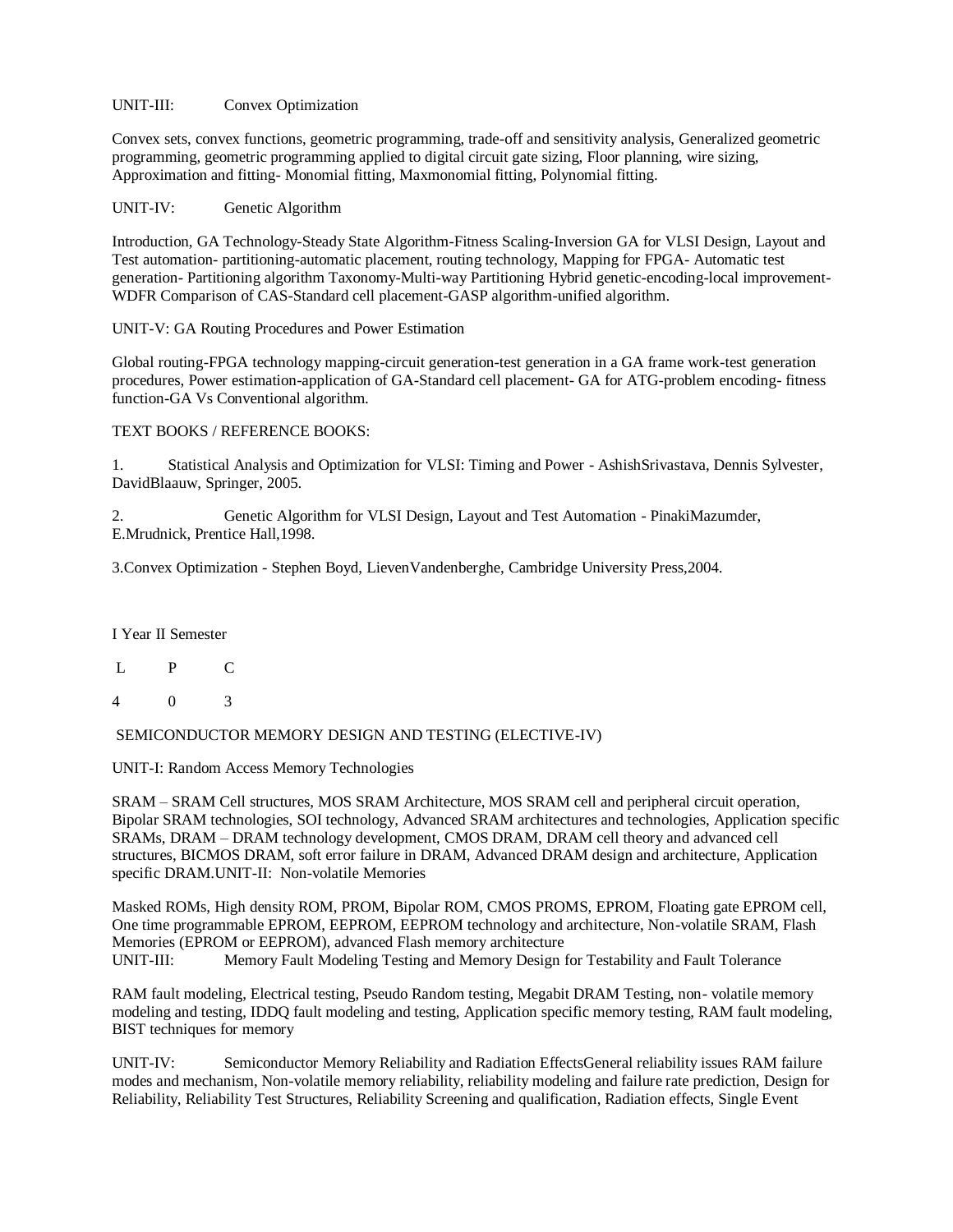UNIT-III: Convex Optimization

Convex sets, convex functions, geometric programming, trade-off and sensitivity analysis, Generalized geometric programming, geometric programming applied to digital circuit gate sizing, Floor planning, wire sizing, Approximation and fitting- Monomial fitting, Maxmonomial fitting, Polynomial fitting.

UNIT-IV: Genetic Algorithm

Introduction, GA Technology-Steady State Algorithm-Fitness Scaling-Inversion GA for VLSI Design, Layout and Test automation- partitioning-automatic placement, routing technology, Mapping for FPGA- Automatic test generation- Partitioning algorithm Taxonomy-Multi-way Partitioning Hybrid genetic-encoding-local improvement-WDFR Comparison of CAS-Standard cell placement-GASP algorithm-unified algorithm.

UNIT-V: GA Routing Procedures and Power Estimation

Global routing-FPGA technology mapping-circuit generation-test generation in a GA frame work-test generation procedures, Power estimation-application of GA-Standard cell placement- GA for ATG-problem encoding- fitness function-GA Vs Conventional algorithm.

TEXT BOOKS / REFERENCE BOOKS:

1. Statistical Analysis and Optimization for VLSI: Timing and Power - AshishSrivastava, Dennis Sylvester, DavidBlaauw, Springer, 2005.

2. Genetic Algorithm for VLSI Design, Layout and Test Automation - PinakiMazumder, E.Mrudnick, Prentice Hall,1998.

3.Convex Optimization - Stephen Boyd, LievenVandenberghe, Cambridge University Press,2004.

I Year II Semester

| L | P | C |
|---|---|---|
| 4 | 0 | 3 |

SEMICONDUCTOR MEMORY DESIGN AND TESTING (ELECTIVE-IV)

UNIT-I: Random Access Memory Technologies

SRAM – SRAM Cell structures, MOS SRAM Architecture, MOS SRAM cell and peripheral circuit operation, Bipolar SRAM technologies, SOI technology, Advanced SRAM architectures and technologies, Application specific SRAMs, DRAM – DRAM technology development, CMOS DRAM, DRAM cell theory and advanced cell structures, BICMOS DRAM, soft error failure in DRAM, Advanced DRAM design and architecture, Application specific DRAM.UNIT-II: Non-volatile Memories

Masked ROMs, High density ROM, PROM, Bipolar ROM, CMOS PROMS, EPROM, Floating gate EPROM cell, One time programmable EPROM, EEPROM, EEPROM technology and architecture, Non-volatile SRAM, Flash Memories (EPROM or EEPROM), advanced Flash memory architecture

UNIT-III: Memory Fault Modeling Testing and Memory Design for Testability and Fault Tolerance

RAM fault modeling, Electrical testing, Pseudo Random testing, Megabit DRAM Testing, non- volatile memory modeling and testing, IDDQ fault modeling and testing, Application specific memory testing, RAM fault modeling, BIST techniques for memory

UNIT-IV: Semiconductor Memory Reliability and Radiation EffectsGeneral reliability issues RAM failure modes and mechanism, Non-volatile memory reliability, reliability modeling and failure rate prediction, Design for Reliability, Reliability Test Structures, Reliability Screening and qualification, Radiation effects, Single Event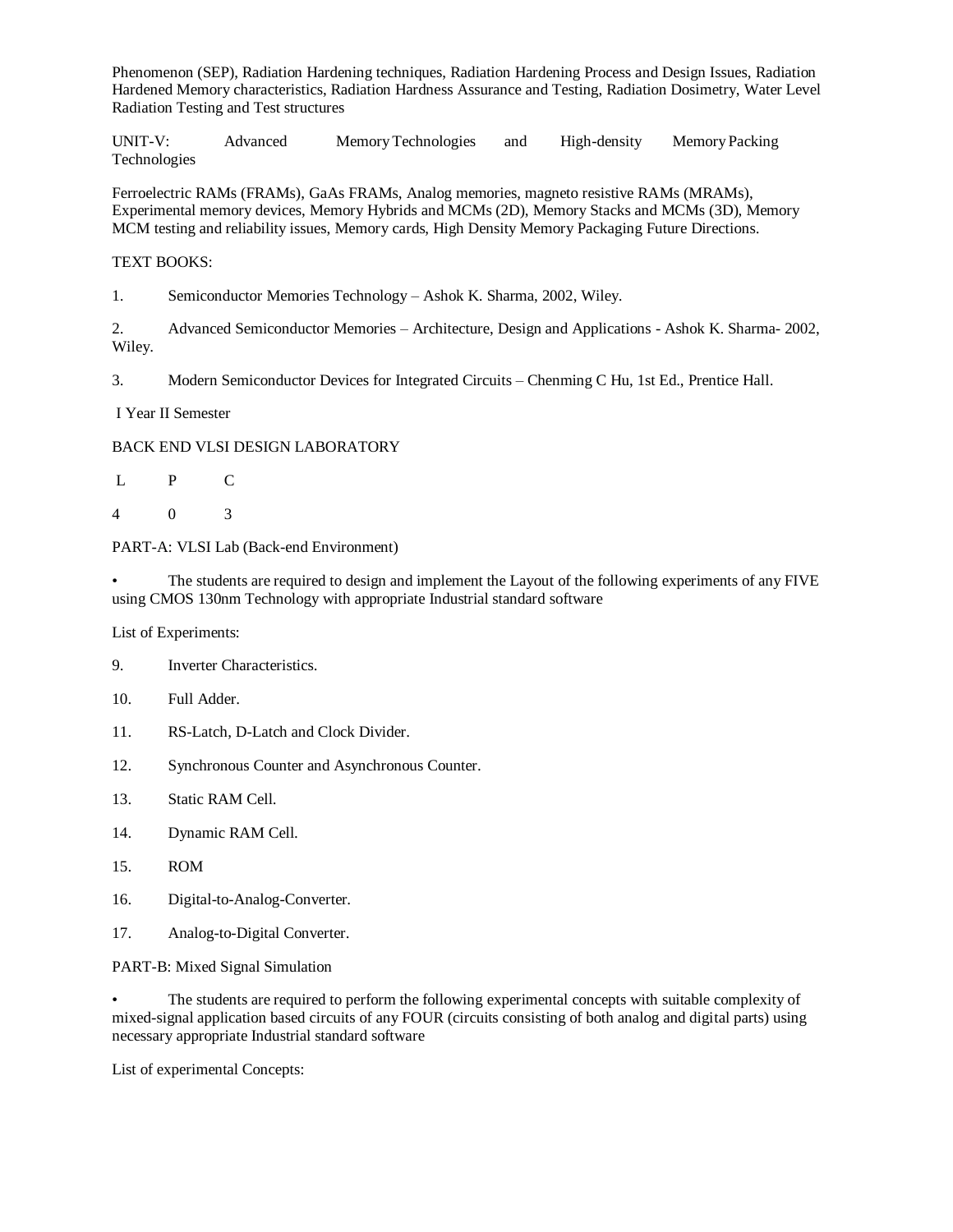Phenomenon (SEP), Radiation Hardening techniques, Radiation Hardening Process and Design Issues, Radiation Hardened Memory characteristics, Radiation Hardness Assurance and Testing, Radiation Dosimetry, Water Level Radiation Testing and Test structures

UNIT-V: Advanced Memory Technologies and High-density Memory Packing Technologies

Ferroelectric RAMs (FRAMs), GaAs FRAMs, Analog memories, magneto resistive RAMs (MRAMs), Experimental memory devices, Memory Hybrids and MCMs (2D), Memory Stacks and MCMs (3D), Memory MCM testing and reliability issues, Memory cards, High Density Memory Packaging Future Directions.

TEXT BOOKS:

1. Semiconductor Memories Technology – Ashok K. Sharma, 2002, Wiley.

2. Advanced Semiconductor Memories – Architecture, Design and Applications - Ashok K. Sharma- 2002, Wiley.

3. Modern Semiconductor Devices for Integrated Circuits – Chenming C Hu, 1st Ed., Prentice Hall.

I Year II Semester

BACK END VLSI DESIGN LABORATORY

| L | P | C |
|---|---|---|
| 4 | 0 | 3 |

PART-A: VLSI Lab (Back-end Environment)

- The students are required to design and implement the Layout of the following experiments of any FIVE using CMOS 130nm Technology with appropriate Industrial standard software

List of Experiments:

9. Inverter Characteristics.
10. Full Adder.
11. RS-Latch, D-Latch and Clock Divider.
12. Synchronous Counter and Asynchronous Counter.
13. Static RAM Cell.
14. Dynamic RAM Cell.
15. ROM
16. Digital-to-Analog-Converter.
17. Analog-to-Digital Converter.

PART-B: Mixed Signal Simulation

- The students are required to perform the following experimental concepts with suitable complexity of mixed-signal application based circuits of any FOUR (circuits consisting of both analog and digital parts) using necessary appropriate Industrial standard software

List of experimental Concepts: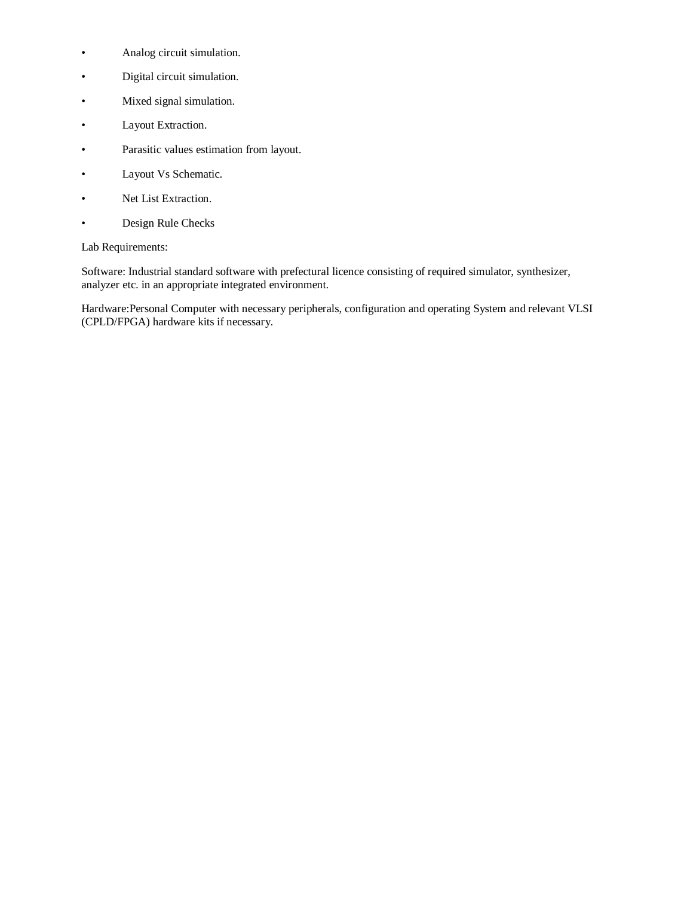- Analog circuit simulation.
- Digital circuit simulation.
- Mixed signal simulation.
- Layout Extraction.
- Parasitic values estimation from layout.
- Layout Vs Schematic.
- Net List Extraction.
- Design Rule Checks

Lab Requirements:

Software: Industrial standard software with prefectural licence consisting of required simulator, synthesizer, analyzer etc. in an appropriate integrated environment.

Hardware:Personal Computer with necessary peripherals, configuration and operating System and relevant VLSI (CPLD/FPGA) hardware kits if necessary.